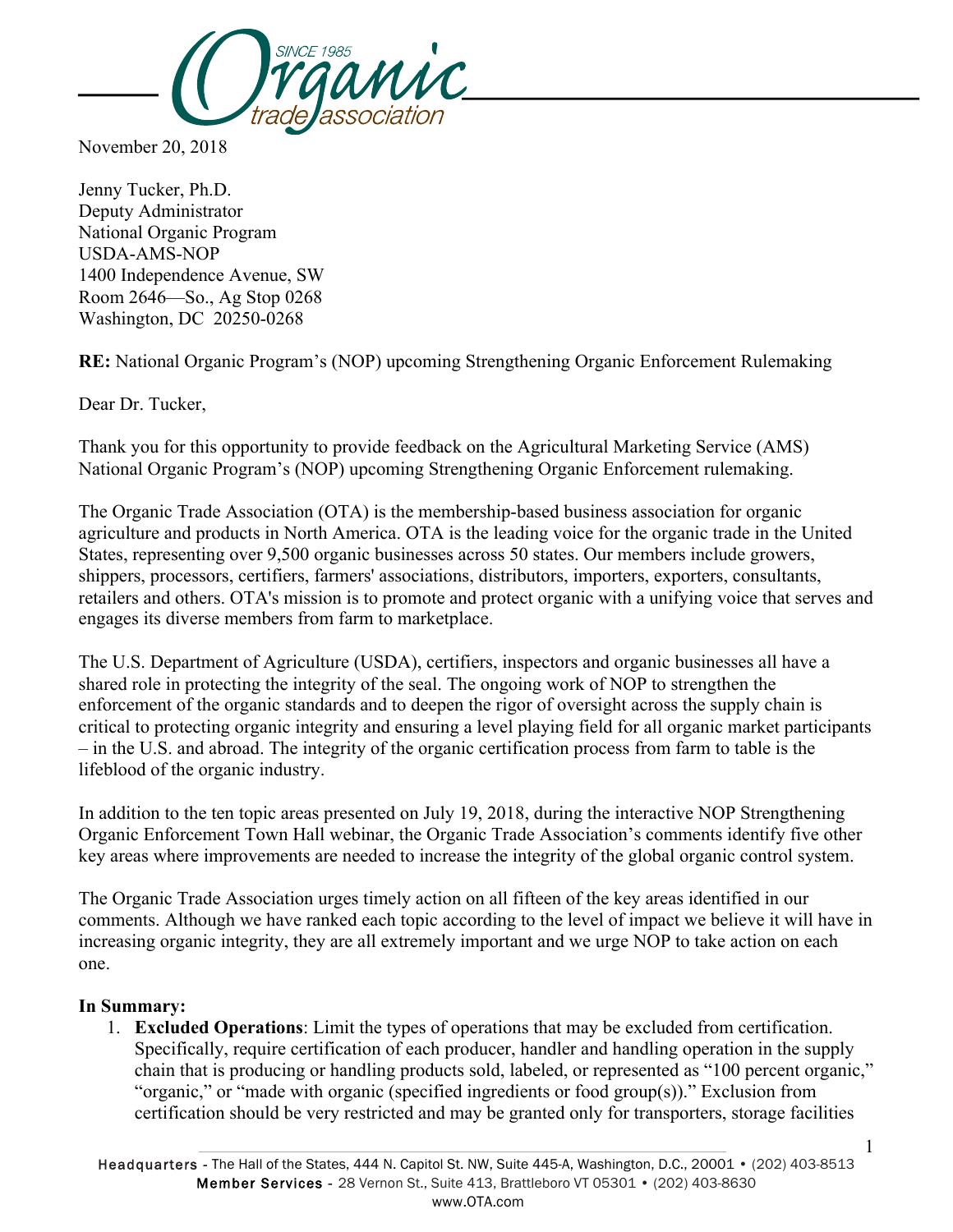November 20, 2018

Jenny Tucker, Ph.D.
Deputy Administrator
National Organic Program
USDA-AMS-NOP
1400 Independence Avenue, SW
Room 2646—So., Ag Stop 0268
Washington, DC 20250-0268

**RE:** National Organic Program's (NOP) upcoming Strengthening Organic Enforcement Rulemaking

Dear Dr. Tucker,

Thank you for this opportunity to provide feedback on the Agricultural Marketing Service (AMS) National Organic Program's (NOP) upcoming Strengthening Organic Enforcement rulemaking.

The Organic Trade Association (OTA) is the membership-based business association for organic agriculture and products in North America. OTA is the leading voice for the organic trade in the United States, representing over 9,500 organic businesses across 50 states. Our members include growers, shippers, processors, certifiers, farmers' associations, distributors, importers, exporters, consultants, retailers and others. OTA's mission is to promote and protect organic with a unifying voice that serves and engages its diverse members from farm to marketplace.

The U.S. Department of Agriculture (USDA), certifiers, inspectors and organic businesses all have a shared role in protecting the integrity of the seal. The ongoing work of NOP to strengthen the enforcement of the organic standards and to deepen the rigor of oversight across the supply chain is critical to protecting organic integrity and ensuring a level playing field for all organic market participants – in the U.S. and abroad. The integrity of the organic certification process from farm to table is the lifeblood of the organic industry.

In addition to the ten topic areas presented on July 19, 2018, during the interactive NOP Strengthening Organic Enforcement Town Hall webinar, the Organic Trade Association's comments identify five other key areas where improvements are needed to increase the integrity of the global organic control system.

The Organic Trade Association urges timely action on all fifteen of the key areas identified in our comments. Although we have ranked each topic according to the level of impact we believe it will have in increasing organic integrity, they are all extremely important and we urge NOP to take action on each one.

**In Summary:**

1. **Excluded Operations**: Limit the types of operations that may be excluded from certification. Specifically, require certification of each producer, handler and handling operation in the supply chain that is producing or handling products sold, labeled, or represented as "100 percent organic," "organic," or "made with organic (specified ingredients or food group(s))." Exclusion from certification should be very restricted and may be granted only for transporters, storage facilities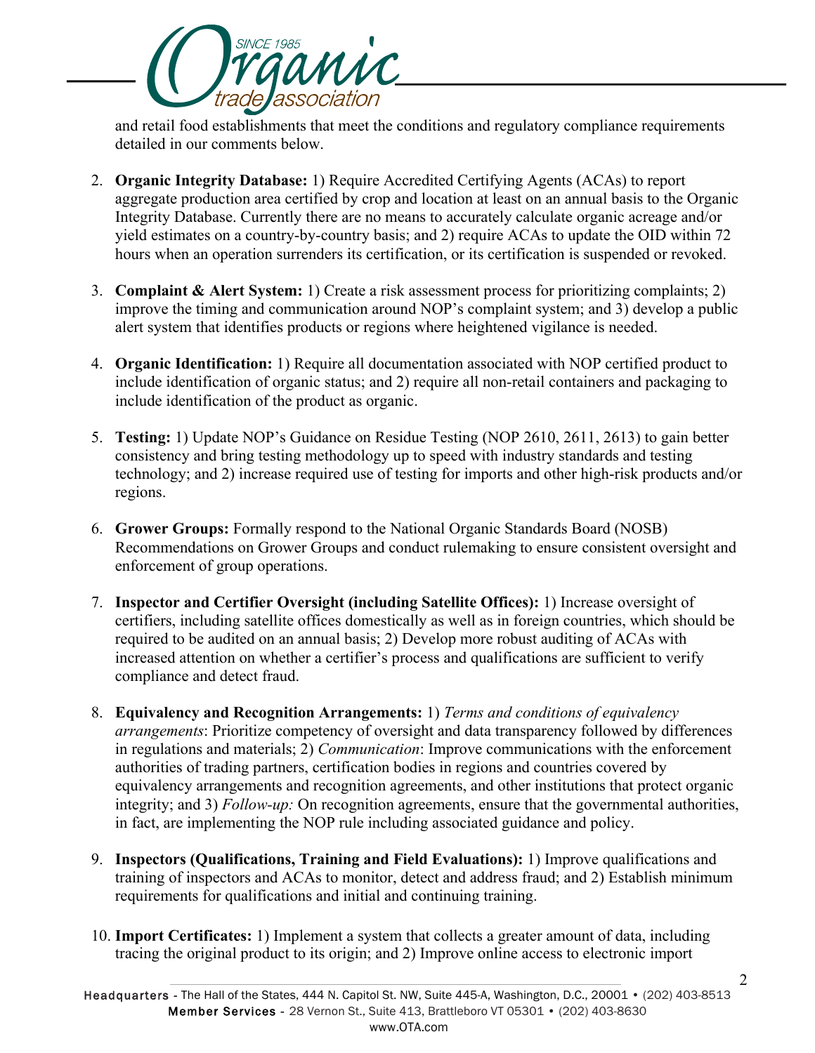and retail food establishments that meet the conditions and regulatory compliance requirements detailed in our comments below.

2. **Organic Integrity Database:** 1) Require Accredited Certifying Agents (ACAs) to report aggregate production area certified by crop and location at least on an annual basis to the Organic Integrity Database. Currently there are no means to accurately calculate organic acreage and/or yield estimates on a country-by-country basis; and 2) require ACAs to update the OID within 72 hours when an operation surrenders its certification, or its certification is suspended or revoked.

3. **Complaint & Alert System:** 1) Create a risk assessment process for prioritizing complaints; 2) improve the timing and communication around NOP's complaint system; and 3) develop a public alert system that identifies products or regions where heightened vigilance is needed.

4. **Organic Identification:** 1) Require all documentation associated with NOP certified product to include identification of organic status; and 2) require all non-retail containers and packaging to include identification of the product as organic.

5. **Testing:** 1) Update NOP's Guidance on Residue Testing (NOP 2610, 2611, 2613) to gain better consistency and bring testing methodology up to speed with industry standards and testing technology; and 2) increase required use of testing for imports and other high-risk products and/or regions.

6. **Grower Groups:** Formally respond to the National Organic Standards Board (NOSB) Recommendations on Grower Groups and conduct rulemaking to ensure consistent oversight and enforcement of group operations.

7. **Inspector and Certifier Oversight (including Satellite Offices):** 1) Increase oversight of certifiers, including satellite offices domestically as well as in foreign countries, which should be required to be audited on an annual basis; 2) Develop more robust auditing of ACAs with increased attention on whether a certifier's process and qualifications are sufficient to verify compliance and detect fraud.

8. **Equivalency and Recognition Arrangements:** 1) *Terms and conditions of equivalency arrangements*: Prioritize competency of oversight and data transparency followed by differences in regulations and materials; 2) *Communication*: Improve communications with the enforcement authorities of trading partners, certification bodies in regions and countries covered by equivalency arrangements and recognition agreements, and other institutions that protect organic integrity; and 3) *Follow-up:* On recognition agreements, ensure that the governmental authorities, in fact, are implementing the NOP rule including associated guidance and policy.

9. **Inspectors (Qualifications, Training and Field Evaluations):** 1) Improve qualifications and training of inspectors and ACAs to monitor, detect and address fraud; and 2) Establish minimum requirements for qualifications and initial and continuing training.

10. **Import Certificates:** 1) Implement a system that collects a greater amount of data, including tracing the original product to its origin; and 2) Improve online access to electronic import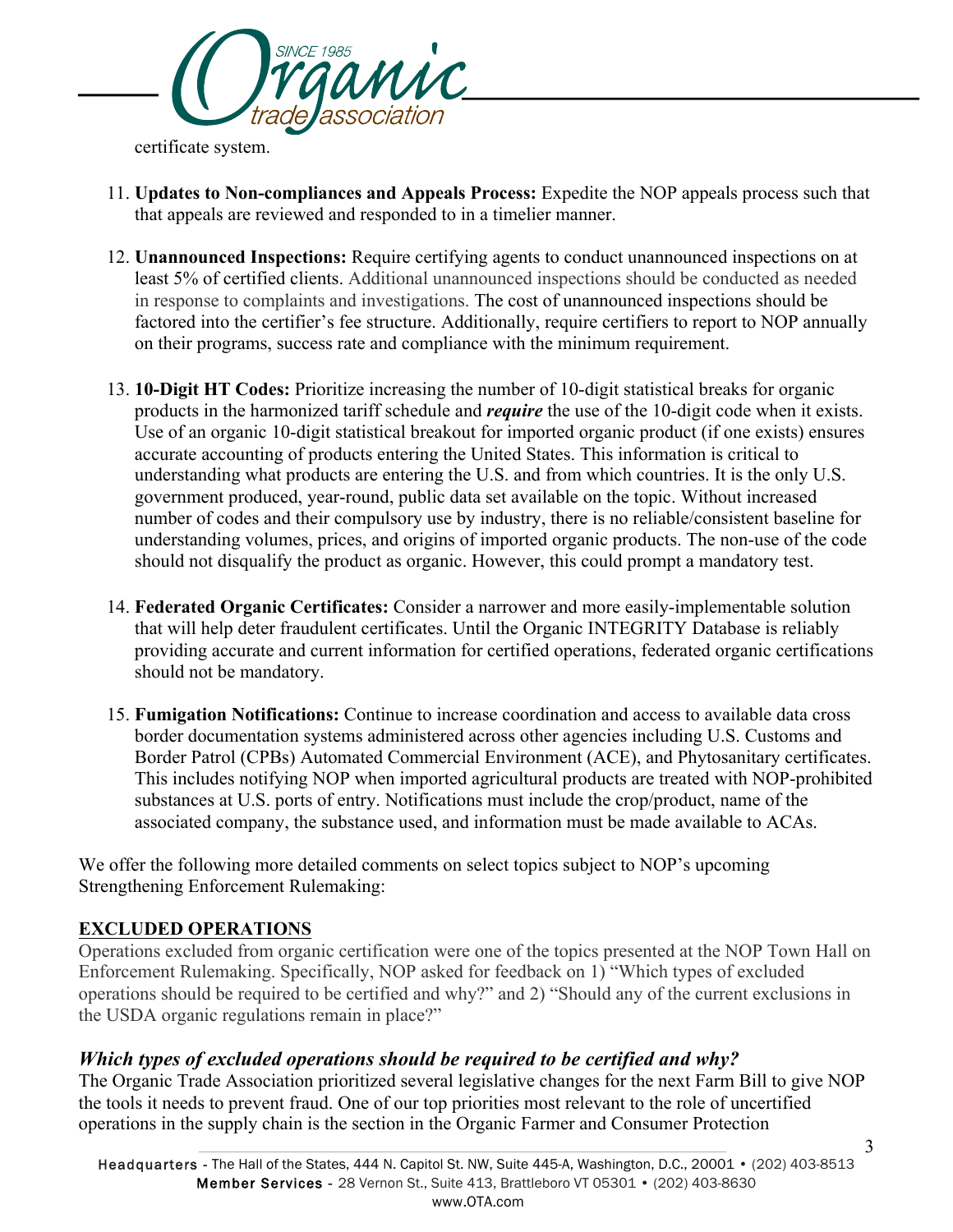certificate system.

11. **Updates to Non-compliances and Appeals Process:** Expedite the NOP appeals process such that that appeals are reviewed and responded to in a timelier manner.

12. **Unannounced Inspections:** Require certifying agents to conduct unannounced inspections on at least 5% of certified clients. Additional unannounced inspections should be conducted as needed in response to complaints and investigations. The cost of unannounced inspections should be factored into the certifier's fee structure. Additionally, require certifiers to report to NOP annually on their programs, success rate and compliance with the minimum requirement.

13. **10-Digit HT Codes:** Prioritize increasing the number of 10-digit statistical breaks for organic products in the harmonized tariff schedule and ***require*** the use of the 10-digit code when it exists. Use of an organic 10-digit statistical breakout for imported organic product (if one exists) ensures accurate accounting of products entering the United States. This information is critical to understanding what products are entering the U.S. and from which countries. It is the only U.S. government produced, year-round, public data set available on the topic. Without increased number of codes and their compulsory use by industry, there is no reliable/consistent baseline for understanding volumes, prices, and origins of imported organic products. The non-use of the code should not disqualify the product as organic. However, this could prompt a mandatory test.

14. **Federated Organic Certificates:** Consider a narrower and more easily-implementable solution that will help deter fraudulent certificates. Until the Organic INTEGRITY Database is reliably providing accurate and current information for certified operations, federated organic certifications should not be mandatory.

15. **Fumigation Notifications:** Continue to increase coordination and access to available data cross border documentation systems administered across other agencies including U.S. Customs and Border Patrol (CPBs) Automated Commercial Environment (ACE), and Phytosanitary certificates. This includes notifying NOP when imported agricultural products are treated with NOP-prohibited substances at U.S. ports of entry. Notifications must include the crop/product, name of the associated company, the substance used, and information must be made available to ACAs.

We offer the following more detailed comments on select topics subject to NOP's upcoming Strengthening Enforcement Rulemaking:

## EXCLUDED OPERATIONS

Operations excluded from organic certification were one of the topics presented at the NOP Town Hall on Enforcement Rulemaking. Specifically, NOP asked for feedback on 1) "Which types of excluded operations should be required to be certified and why?" and 2) "Should any of the current exclusions in the USDA organic regulations remain in place?"

### *Which types of excluded operations should be required to be certified and why?*

The Organic Trade Association prioritized several legislative changes for the next Farm Bill to give NOP the tools it needs to prevent fraud. One of our top priorities most relevant to the role of uncertified operations in the supply chain is the section in the Organic Farmer and Consumer Protection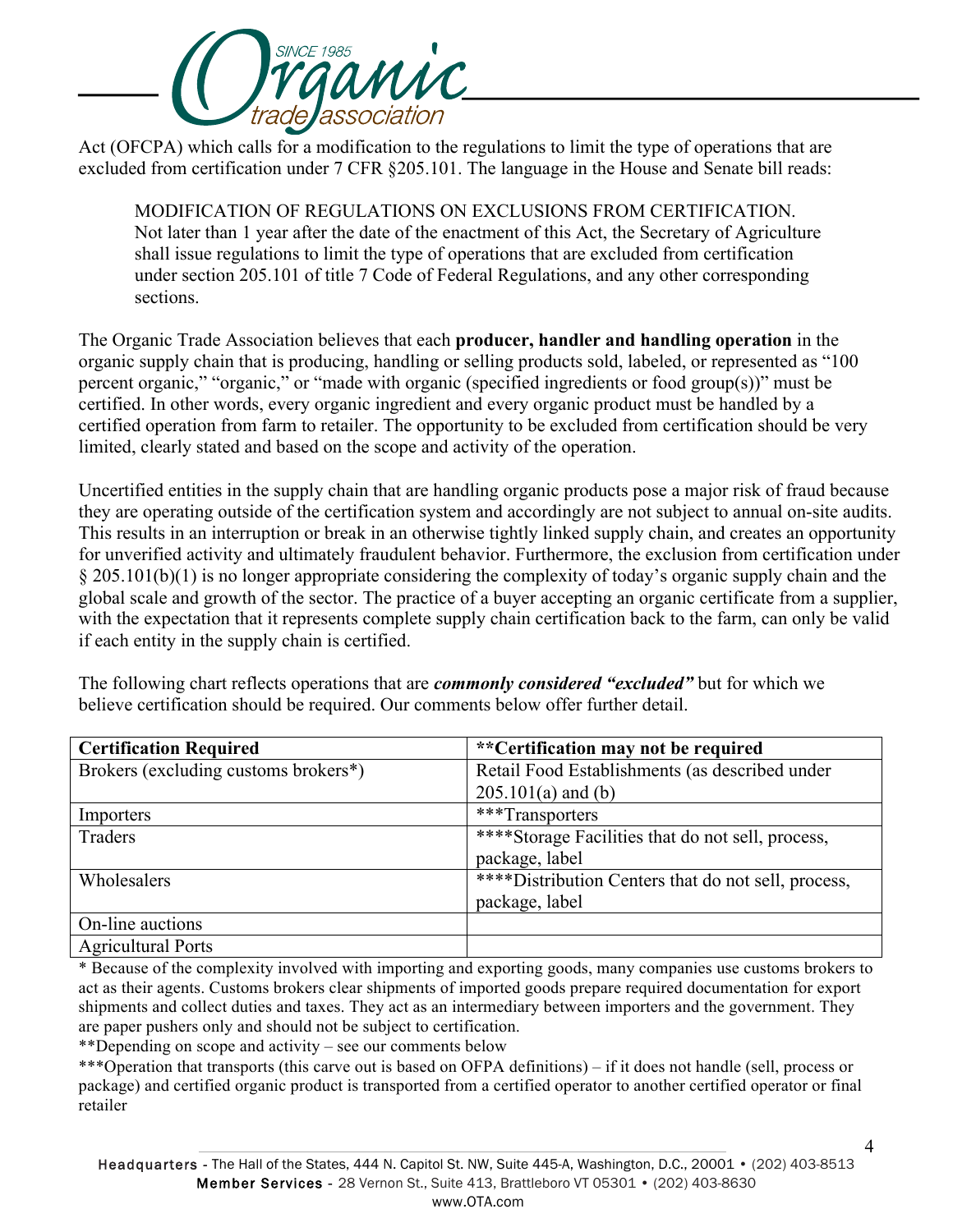Act (OFCPA) which calls for a modification to the regulations to limit the type of operations that are excluded from certification under 7 CFR §205.101. The language in the House and Senate bill reads:

> MODIFICATION OF REGULATIONS ON EXCLUSIONS FROM CERTIFICATION. Not later than 1 year after the date of the enactment of this Act, the Secretary of Agriculture shall issue regulations to limit the type of operations that are excluded from certification under section 205.101 of title 7 Code of Federal Regulations, and any other corresponding sections.

The Organic Trade Association believes that each **producer, handler and handling operation** in the organic supply chain that is producing, handling or selling products sold, labeled, or represented as "100 percent organic," "organic," or "made with organic (specified ingredients or food group(s))" must be certified. In other words, every organic ingredient and every organic product must be handled by a certified operation from farm to retailer. The opportunity to be excluded from certification should be very limited, clearly stated and based on the scope and activity of the operation.

Uncertified entities in the supply chain that are handling organic products pose a major risk of fraud because they are operating outside of the certification system and accordingly are not subject to annual on-site audits. This results in an interruption or break in an otherwise tightly linked supply chain, and creates an opportunity for unverified activity and ultimately fraudulent behavior. Furthermore, the exclusion from certification under § 205.101(b)(1) is no longer appropriate considering the complexity of today's organic supply chain and the global scale and growth of the sector. The practice of a buyer accepting an organic certificate from a supplier, with the expectation that it represents complete supply chain certification back to the farm, can only be valid if each entity in the supply chain is certified.

The following chart reflects operations that are ***commonly considered "excluded"*** but for which we believe certification should be required. Our comments below offer further detail.

| **Certification Required** | **\*\*Certification may not be required** |
|---|---|
| Brokers (excluding customs brokers*) | Retail Food Establishments (as described under 205.101(a) and (b) |
| Importers | ***Transporters |
| Traders | ****Storage Facilities that do not sell, process, package, label |
| Wholesalers | ****Distribution Centers that do not sell, process, package, label |
| On-line auctions | |
| Agricultural Ports | |

\* Because of the complexity involved with importing and exporting goods, many companies use customs brokers to act as their agents. Customs brokers clear shipments of imported goods prepare required documentation for export shipments and collect duties and taxes. They act as an intermediary between importers and the government. They are paper pushers only and should not be subject to certification.

\*\*Depending on scope and activity – see our comments below

\*\*\*Operation that transports (this carve out is based on OFPA definitions) – if it does not handle (sell, process or package) and certified organic product is transported from a certified operator to another certified operator or final retailer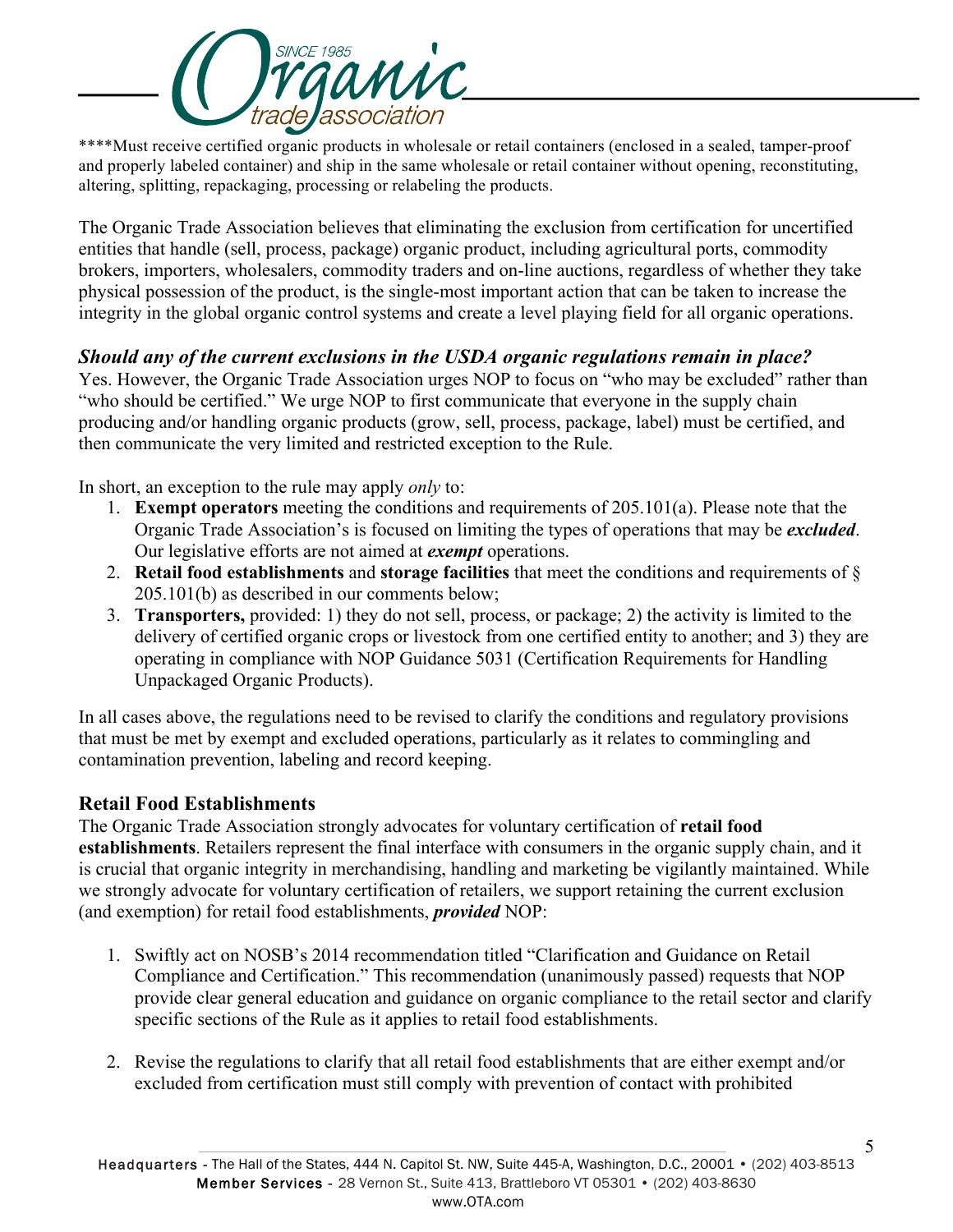****Must receive certified organic products in wholesale or retail containers (enclosed in a sealed, tamper-proof and properly labeled container) and ship in the same wholesale or retail container without opening, reconstituting, altering, splitting, repackaging, processing or relabeling the products.

The Organic Trade Association believes that eliminating the exclusion from certification for uncertified entities that handle (sell, process, package) organic product, including agricultural ports, commodity brokers, importers, wholesalers, commodity traders and on-line auctions, regardless of whether they take physical possession of the product, is the single-most important action that can be taken to increase the integrity in the global organic control systems and create a level playing field for all organic operations.

### *Should any of the current exclusions in the USDA organic regulations remain in place?*

Yes. However, the Organic Trade Association urges NOP to focus on "who may be excluded" rather than "who should be certified." We urge NOP to first communicate that everyone in the supply chain producing and/or handling organic products (grow, sell, process, package, label) must be certified, and then communicate the very limited and restricted exception to the Rule.

In short, an exception to the rule may apply *only* to:

1. **Exempt operators** meeting the conditions and requirements of 205.101(a). Please note that the Organic Trade Association's is focused on limiting the types of operations that may be ***excluded***. Our legislative efforts are not aimed at ***exempt*** operations.
2. **Retail food establishments** and **storage facilities** that meet the conditions and requirements of § 205.101(b) as described in our comments below;
3. **Transporters,** provided: 1) they do not sell, process, or package; 2) the activity is limited to the delivery of certified organic crops or livestock from one certified entity to another; and 3) they are operating in compliance with NOP Guidance 5031 (Certification Requirements for Handling Unpackaged Organic Products).

In all cases above, the regulations need to be revised to clarify the conditions and regulatory provisions that must be met by exempt and excluded operations, particularly as it relates to commingling and contamination prevention, labeling and record keeping.

### Retail Food Establishments

The Organic Trade Association strongly advocates for voluntary certification of **retail food establishments**. Retailers represent the final interface with consumers in the organic supply chain, and it is crucial that organic integrity in merchandising, handling and marketing be vigilantly maintained. While we strongly advocate for voluntary certification of retailers, we support retaining the current exclusion (and exemption) for retail food establishments, ***provided*** NOP:

1. Swiftly act on NOSB's 2014 recommendation titled "Clarification and Guidance on Retail Compliance and Certification." This recommendation (unanimously passed) requests that NOP provide clear general education and guidance on organic compliance to the retail sector and clarify specific sections of the Rule as it applies to retail food establishments.

2. Revise the regulations to clarify that all retail food establishments that are either exempt and/or excluded from certification must still comply with prevention of contact with prohibited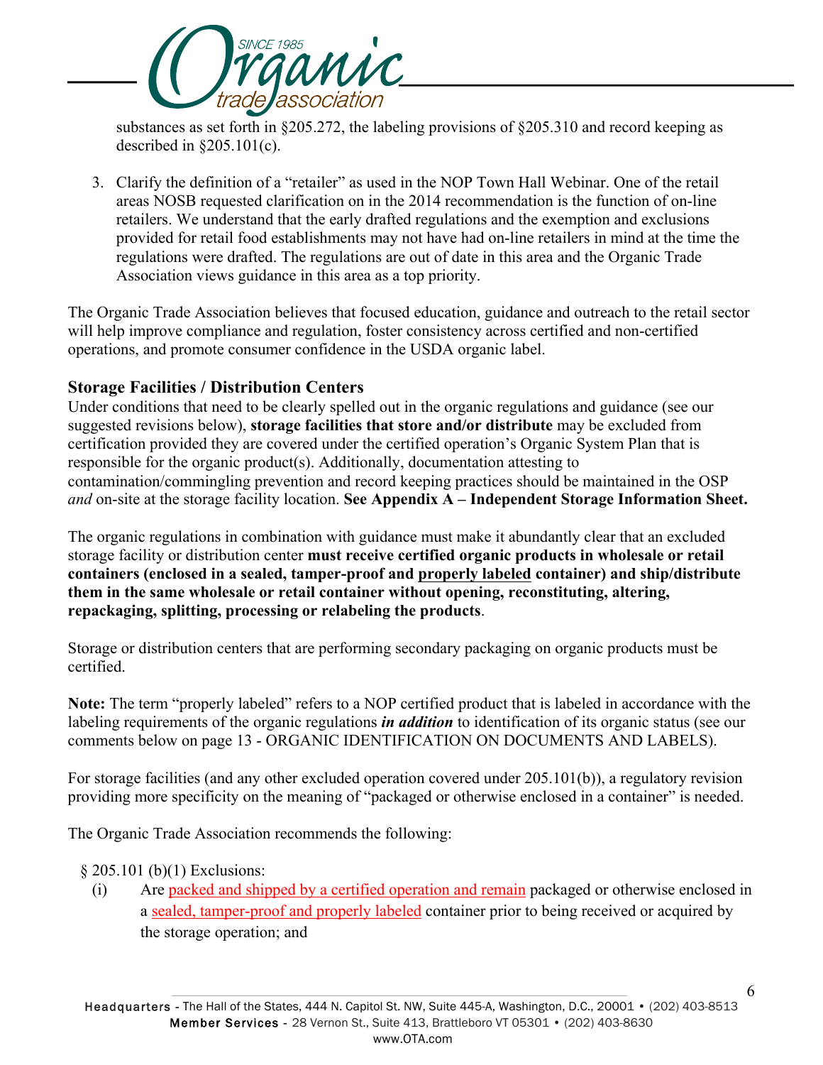substances as set forth in §205.272, the labeling provisions of §205.310 and record keeping as described in §205.101(c).

3. Clarify the definition of a "retailer" as used in the NOP Town Hall Webinar. One of the retail areas NOSB requested clarification on in the 2014 recommendation is the function of on-line retailers. We understand that the early drafted regulations and the exemption and exclusions provided for retail food establishments may not have had on-line retailers in mind at the time the regulations were drafted. The regulations are out of date in this area and the Organic Trade Association views guidance in this area as a top priority.

The Organic Trade Association believes that focused education, guidance and outreach to the retail sector will help improve compliance and regulation, foster consistency across certified and non-certified operations, and promote consumer confidence in the USDA organic label.

### Storage Facilities / Distribution Centers

Under conditions that need to be clearly spelled out in the organic regulations and guidance (see our suggested revisions below), **storage facilities that store and/or distribute** may be excluded from certification provided they are covered under the certified operation's Organic System Plan that is responsible for the organic product(s). Additionally, documentation attesting to contamination/commingling prevention and record keeping practices should be maintained in the OSP *and* on-site at the storage facility location. **See Appendix A – Independent Storage Information Sheet.**

The organic regulations in combination with guidance must make it abundantly clear that an excluded storage facility or distribution center **must receive certified organic products in wholesale or retail containers (enclosed in a sealed, tamper-proof and <u>properly labeled</u> container) and ship/distribute them in the same wholesale or retail container without opening, reconstituting, altering, repackaging, splitting, processing or relabeling the products**.

Storage or distribution centers that are performing secondary packaging on organic products must be certified.

**Note:** The term "properly labeled" refers to a NOP certified product that is labeled in accordance with the labeling requirements of the organic regulations ***in addition*** to identification of its organic status (see our comments below on page 13 - ORGANIC IDENTIFICATION ON DOCUMENTS AND LABELS).

For storage facilities (and any other excluded operation covered under 205.101(b)), a regulatory revision providing more specificity on the meaning of "packaged or otherwise enclosed in a container" is needed.

The Organic Trade Association recommends the following:

§ 205.101 (b)(1) Exclusions:

(i) Are <u>packed and shipped by a certified operation and remain</u> packaged or otherwise enclosed in a <u>sealed, tamper-proof and properly labeled</u> container prior to being received or acquired by the storage operation; and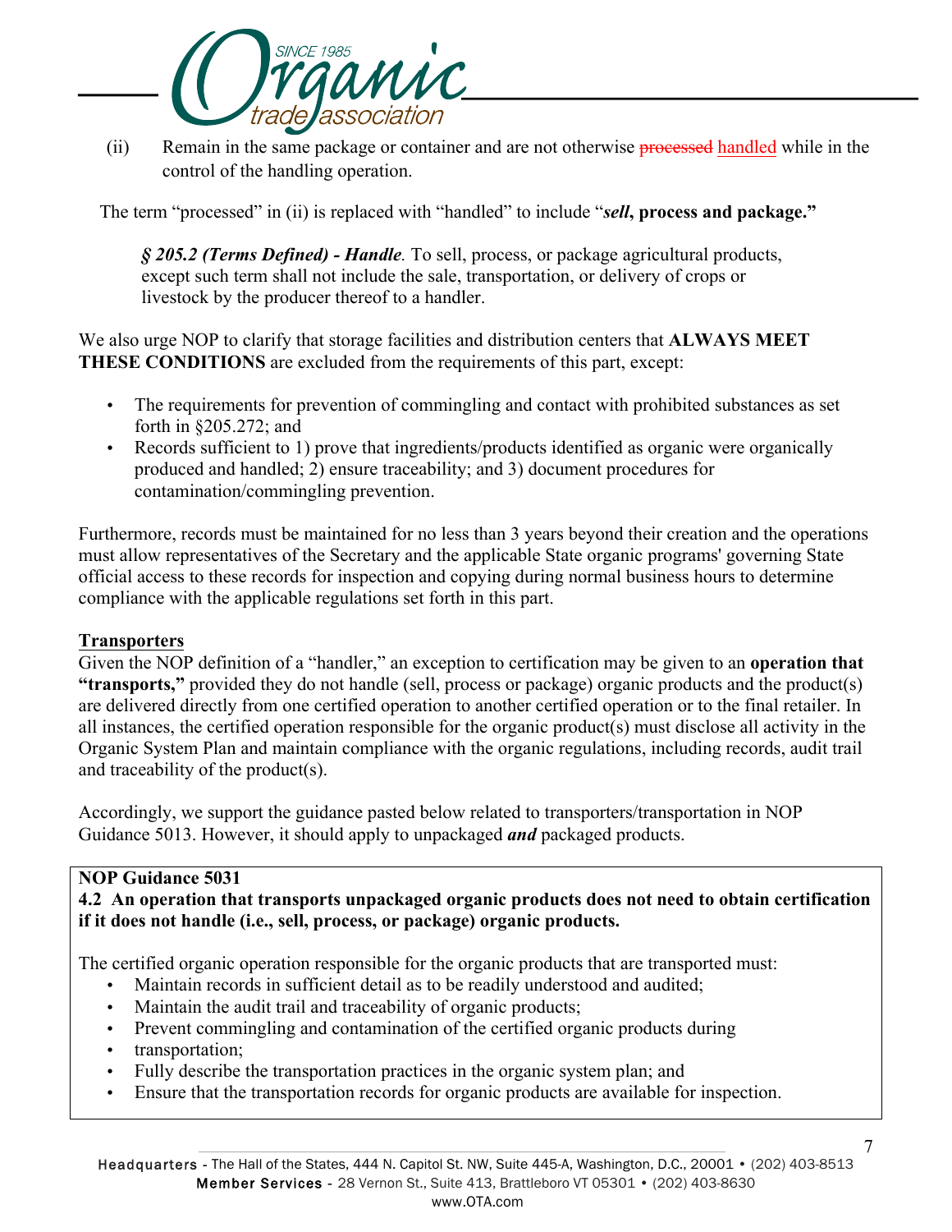(ii) Remain in the same package or container and are not otherwise ~~processed~~ handled while in the control of the handling operation.

The term "processed" in (ii) is replaced with "handled" to include "***sell*, process and package."**

> ***§ 205.2 (Terms Defined) - Handle****.* To sell, process, or package agricultural products, except such term shall not include the sale, transportation, or delivery of crops or livestock by the producer thereof to a handler.

We also urge NOP to clarify that storage facilities and distribution centers that **ALWAYS MEET THESE CONDITIONS** are excluded from the requirements of this part, except:

- The requirements for prevention of commingling and contact with prohibited substances as set forth in §205.272; and
- Records sufficient to 1) prove that ingredients/products identified as organic were organically produced and handled; 2) ensure traceability; and 3) document procedures for contamination/commingling prevention.

Furthermore, records must be maintained for no less than 3 years beyond their creation and the operations must allow representatives of the Secretary and the applicable State organic programs' governing State official access to these records for inspection and copying during normal business hours to determine compliance with the applicable regulations set forth in this part.

## Transporters

Given the NOP definition of a "handler," an exception to certification may be given to an **operation that "transports,"** provided they do not handle (sell, process or package) organic products and the product(s) are delivered directly from one certified operation to another certified operation or to the final retailer. In all instances, the certified operation responsible for the organic product(s) must disclose all activity in the Organic System Plan and maintain compliance with the organic regulations, including records, audit trail and traceability of the product(s).

Accordingly, we support the guidance pasted below related to transporters/transportation in NOP Guidance 5013. However, it should apply to unpackaged ***and*** packaged products.

> **NOP Guidance 5031**
>
> **4.2 An operation that transports unpackaged organic products does not need to obtain certification if it does not handle (i.e., sell, process, or package) organic products.**
>
> The certified organic operation responsible for the organic products that are transported must:
>
> - Maintain records in sufficient detail as to be readily understood and audited;
> - Maintain the audit trail and traceability of organic products;
> - Prevent commingling and contamination of the certified organic products during
> - transportation;
> - Fully describe the transportation practices in the organic system plan; and
> - Ensure that the transportation records for organic products are available for inspection.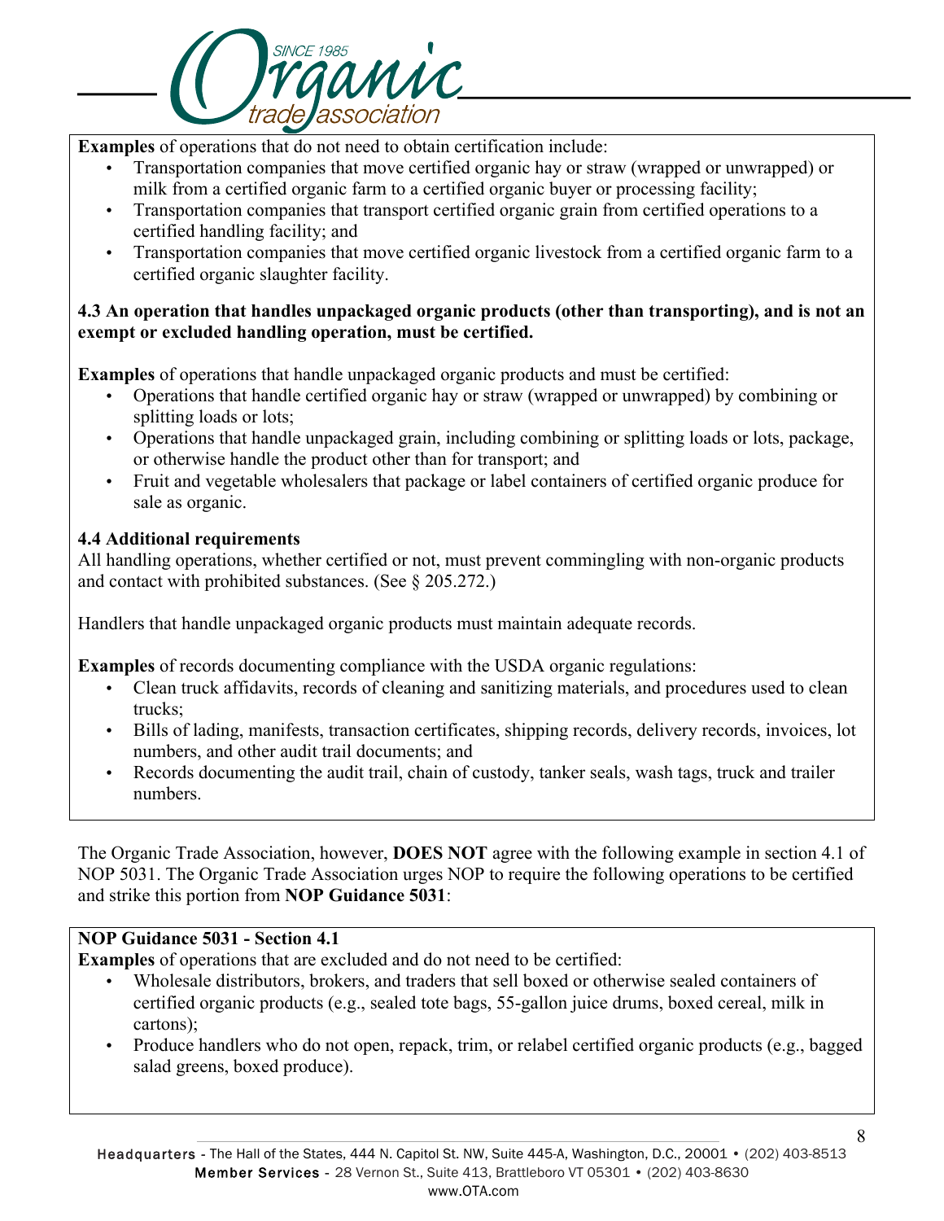**Examples** of operations that do not need to obtain certification include:

- Transportation companies that move certified organic hay or straw (wrapped or unwrapped) or milk from a certified organic farm to a certified organic buyer or processing facility;
- Transportation companies that transport certified organic grain from certified operations to a certified handling facility; and
- Transportation companies that move certified organic livestock from a certified organic farm to a certified organic slaughter facility.

**4.3 An operation that handles unpackaged organic products (other than transporting), and is not an exempt or excluded handling operation, must be certified.**

**Examples** of operations that handle unpackaged organic products and must be certified:

- Operations that handle certified organic hay or straw (wrapped or unwrapped) by combining or splitting loads or lots;
- Operations that handle unpackaged grain, including combining or splitting loads or lots, package, or otherwise handle the product other than for transport; and
- Fruit and vegetable wholesalers that package or label containers of certified organic produce for sale as organic.

**4.4 Additional requirements**

All handling operations, whether certified or not, must prevent commingling with non-organic products and contact with prohibited substances. (See § 205.272.)

Handlers that handle unpackaged organic products must maintain adequate records.

**Examples** of records documenting compliance with the USDA organic regulations:

- Clean truck affidavits, records of cleaning and sanitizing materials, and procedures used to clean trucks;
- Bills of lading, manifests, transaction certificates, shipping records, delivery records, invoices, lot numbers, and other audit trail documents; and
- Records documenting the audit trail, chain of custody, tanker seals, wash tags, truck and trailer numbers.

The Organic Trade Association, however, **DOES NOT** agree with the following example in section 4.1 of NOP 5031. The Organic Trade Association urges NOP to require the following operations to be certified and strike this portion from **NOP Guidance 5031**:

**NOP Guidance 5031 - Section 4.1**

**Examples** of operations that are excluded and do not need to be certified:

- Wholesale distributors, brokers, and traders that sell boxed or otherwise sealed containers of certified organic products (e.g., sealed tote bags, 55-gallon juice drums, boxed cereal, milk in cartons);
- Produce handlers who do not open, repack, trim, or relabel certified organic products (e.g., bagged salad greens, boxed produce).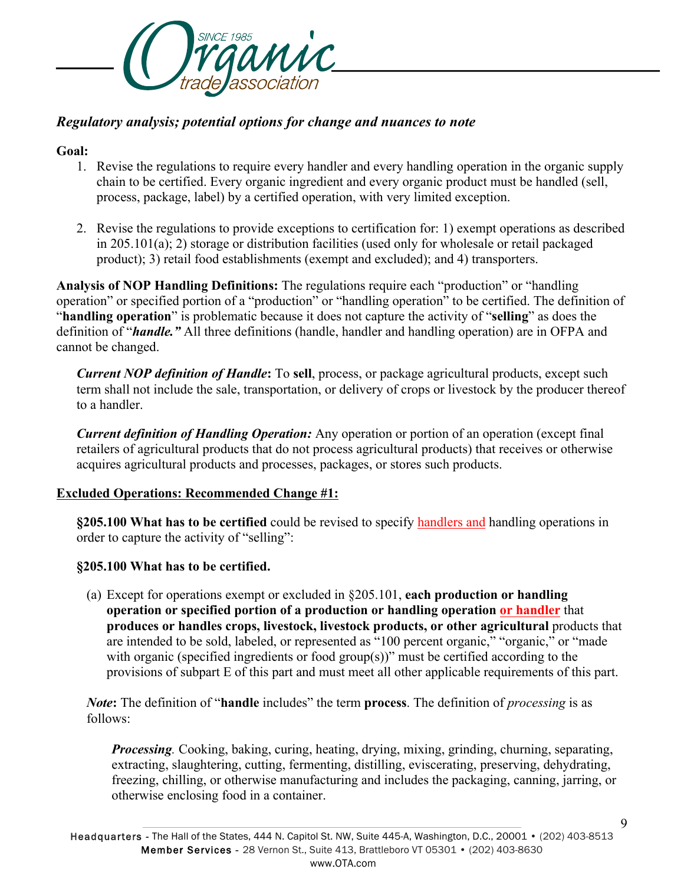*Regulatory analysis; potential options for change and nuances to note*

**Goal:**

1. Revise the regulations to require every handler and every handling operation in the organic supply chain to be certified. Every organic ingredient and every organic product must be handled (sell, process, package, label) by a certified operation, with very limited exception.

2. Revise the regulations to provide exceptions to certification for: 1) exempt operations as described in 205.101(a); 2) storage or distribution facilities (used only for wholesale or retail packaged product); 3) retail food establishments (exempt and excluded); and 4) transporters.

**Analysis of NOP Handling Definitions:** The regulations require each "production" or "handling operation" or specified portion of a "production" or "handling operation" to be certified. The definition of "**handling operation**" is problematic because it does not capture the activity of "**selling**" as does the definition of "***handle."*** All three definitions (handle, handler and handling operation) are in OFPA and cannot be changed.

> ***Current NOP definition of Handle*****:** To **sell**, process, or package agricultural products, except such term shall not include the sale, transportation, or delivery of crops or livestock by the producer thereof to a handler.
>
> ***Current definition of Handling Operation:*** Any operation or portion of an operation (except final retailers of agricultural products that do not process agricultural products) that receives or otherwise acquires agricultural products and processes, packages, or stores such products.

**<u>Excluded Operations: Recommended Change #1:</u>**

**§205.100 What has to be certified** could be revised to specify <u>handlers and</u> handling operations in order to capture the activity of "selling":

**§205.100 What has to be certified.**

(a) Except for operations exempt or excluded in §205.101, **each production or handling operation or specified portion of a production or handling operation <u>or handler</u>** that **produces or handles crops, livestock, livestock products, or other agricultural** products that are intended to be sold, labeled, or represented as "100 percent organic," "organic," or "made with organic (specified ingredients or food group(s))" must be certified according to the provisions of subpart E of this part and must meet all other applicable requirements of this part.

***Note*****:** The definition of "**handle** includes" the term **process**. The definition of *processing* is as follows:

> ***Processing****.* Cooking, baking, curing, heating, drying, mixing, grinding, churning, separating, extracting, slaughtering, cutting, fermenting, distilling, eviscerating, preserving, dehydrating, freezing, chilling, or otherwise manufacturing and includes the packaging, canning, jarring, or otherwise enclosing food in a container.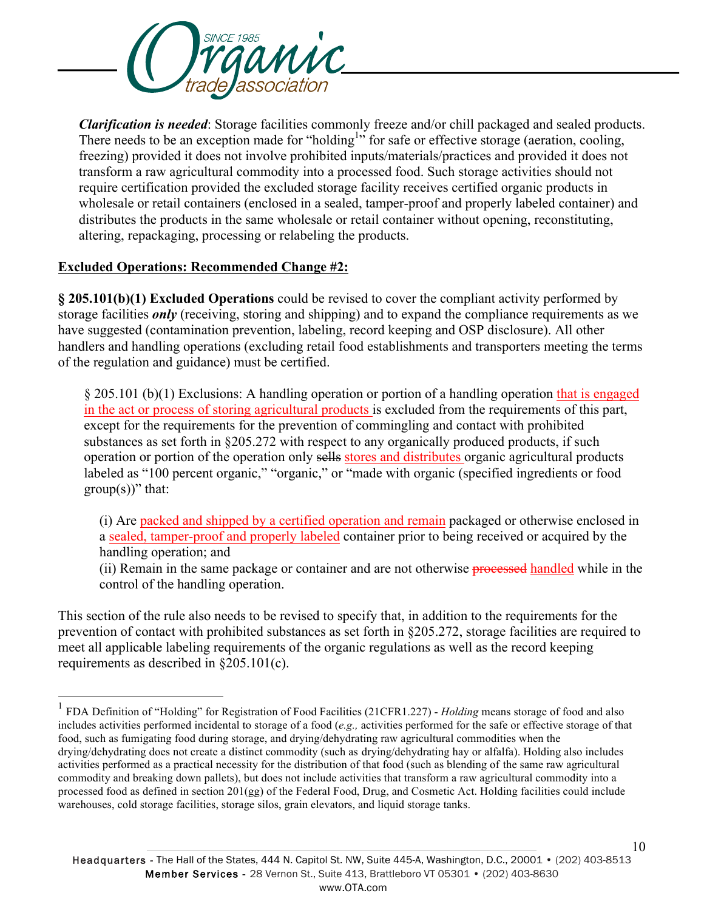***Clarification is needed***: Storage facilities commonly freeze and/or chill packaged and sealed products. There needs to be an exception made for "holding[1]" for safe or effective storage (aeration, cooling, freezing) provided it does not involve prohibited inputs/materials/practices and provided it does not transform a raw agricultural commodity into a processed food. Such storage activities should not require certification provided the excluded storage facility receives certified organic products in wholesale or retail containers (enclosed in a sealed, tamper-proof and properly labeled container) and distributes the products in the same wholesale or retail container without opening, reconstituting, altering, repackaging, processing or relabeling the products.

**Excluded Operations: Recommended Change #2:**

**§ 205.101(b)(1) Excluded Operations** could be revised to cover the compliant activity performed by storage facilities ***only*** (receiving, storing and shipping) and to expand the compliance requirements as we have suggested (contamination prevention, labeling, record keeping and OSP disclosure). All other handlers and handling operations (excluding retail food establishments and transporters meeting the terms of the regulation and guidance) must be certified.

> § 205.101 (b)(1) Exclusions: A handling operation or portion of a handling operation that is engaged in the act or process of storing agricultural products is excluded from the requirements of this part, except for the requirements for the prevention of commingling and contact with prohibited substances as set forth in §205.272 with respect to any organically produced products, if such operation or portion of the operation only ~~sells~~ stores and distributes organic agricultural products labeled as "100 percent organic," "organic," or "made with organic (specified ingredients or food group(s))" that:
>
> (i) Are packed and shipped by a certified operation and remain packaged or otherwise enclosed in a sealed, tamper-proof and properly labeled container prior to being received or acquired by the handling operation; and
>
> (ii) Remain in the same package or container and are not otherwise ~~processed~~ handled while in the control of the handling operation.

This section of the rule also needs to be revised to specify that, in addition to the requirements for the prevention of contact with prohibited substances as set forth in §205.272, storage facilities are required to meet all applicable labeling requirements of the organic regulations as well as the record keeping requirements as described in §205.101(c).

---

[1] FDA Definition of "Holding" for Registration of Food Facilities (21CFR1.227) - *Holding* means storage of food and also includes activities performed incidental to storage of a food (*e.g.,* activities performed for the safe or effective storage of that food, such as fumigating food during storage, and drying/dehydrating raw agricultural commodities when the drying/dehydrating does not create a distinct commodity (such as drying/dehydrating hay or alfalfa). Holding also includes activities performed as a practical necessity for the distribution of that food (such as blending of the same raw agricultural commodity and breaking down pallets), but does not include activities that transform a raw agricultural commodity into a processed food as defined in section 201(gg) of the Federal Food, Drug, and Cosmetic Act. Holding facilities could include warehouses, cold storage facilities, storage silos, grain elevators, and liquid storage tanks.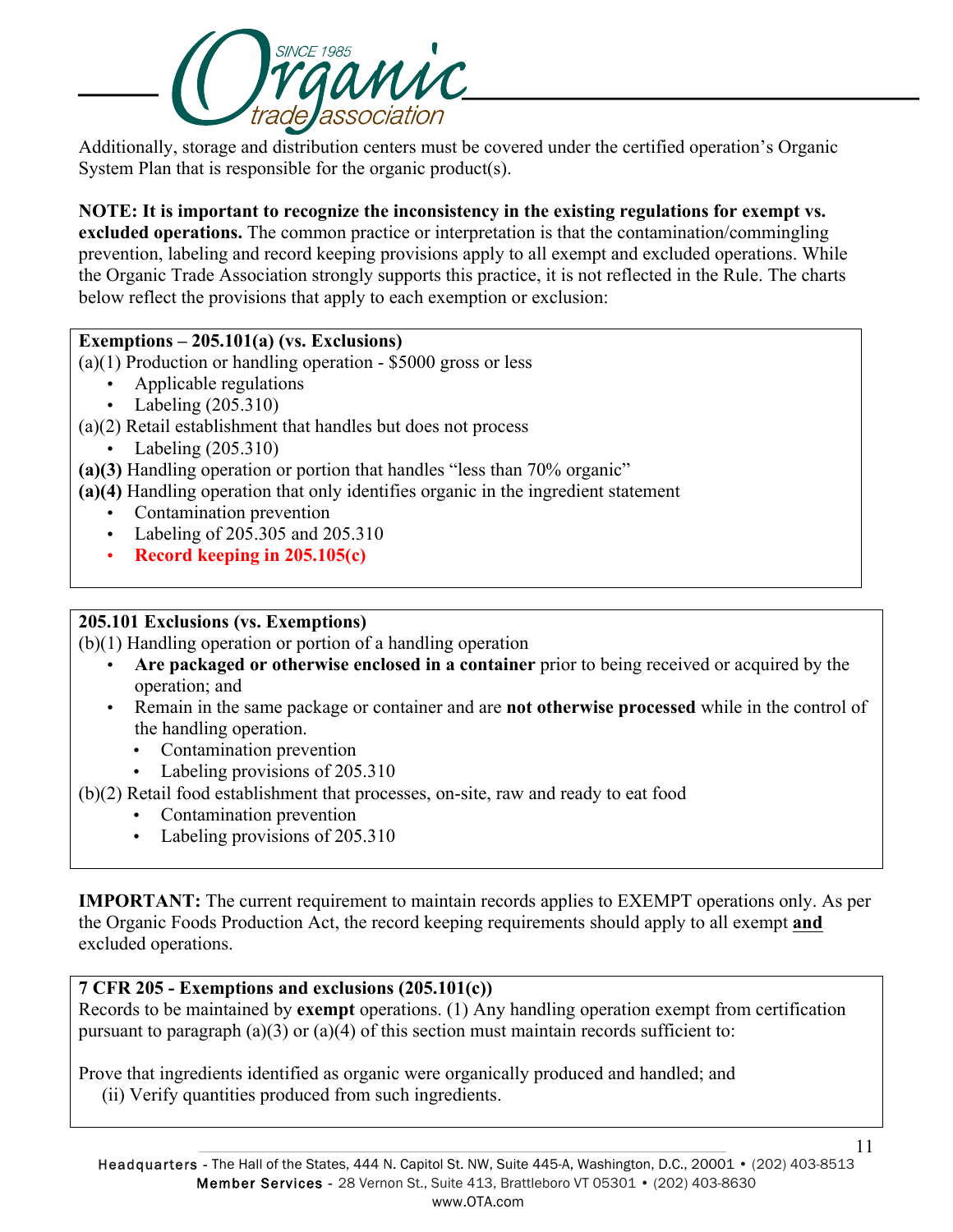Additionally, storage and distribution centers must be covered under the certified operation's Organic System Plan that is responsible for the organic product(s).

**NOTE: It is important to recognize the inconsistency in the existing regulations for exempt vs. excluded operations.** The common practice or interpretation is that the contamination/commingling prevention, labeling and record keeping provisions apply to all exempt and excluded operations. While the Organic Trade Association strongly supports this practice, it is not reflected in the Rule. The charts below reflect the provisions that apply to each exemption or exclusion:

**Exemptions – 205.101(a) (vs. Exclusions)**

(a)(1) Production or handling operation - $5000 gross or less

- Applicable regulations
- Labeling (205.310)

(a)(2) Retail establishment that handles but does not process

- Labeling (205.310)

**(a)(3)** Handling operation or portion that handles "less than 70% organic"

**(a)(4)** Handling operation that only identifies organic in the ingredient statement

- Contamination prevention
- Labeling of 205.305 and 205.310
- **Record keeping in 205.105(c)**

**205.101 Exclusions (vs. Exemptions)**

(b)(1) Handling operation or portion of a handling operation

- **Are packaged or otherwise enclosed in a container** prior to being received or acquired by the operation; and
- Remain in the same package or container and are **not otherwise processed** while in the control of the handling operation.
  - Contamination prevention
  - Labeling provisions of 205.310

(b)(2) Retail food establishment that processes, on-site, raw and ready to eat food

- Contamination prevention
- Labeling provisions of 205.310

**IMPORTANT:** The current requirement to maintain records applies to EXEMPT operations only. As per the Organic Foods Production Act, the record keeping requirements should apply to all exempt **and** excluded operations.

**7 CFR 205 - Exemptions and exclusions (205.101(c))**

Records to be maintained by **exempt** operations. (1) Any handling operation exempt from certification pursuant to paragraph (a)(3) or (a)(4) of this section must maintain records sufficient to:

Prove that ingredients identified as organic were organically produced and handled; and

(ii) Verify quantities produced from such ingredients.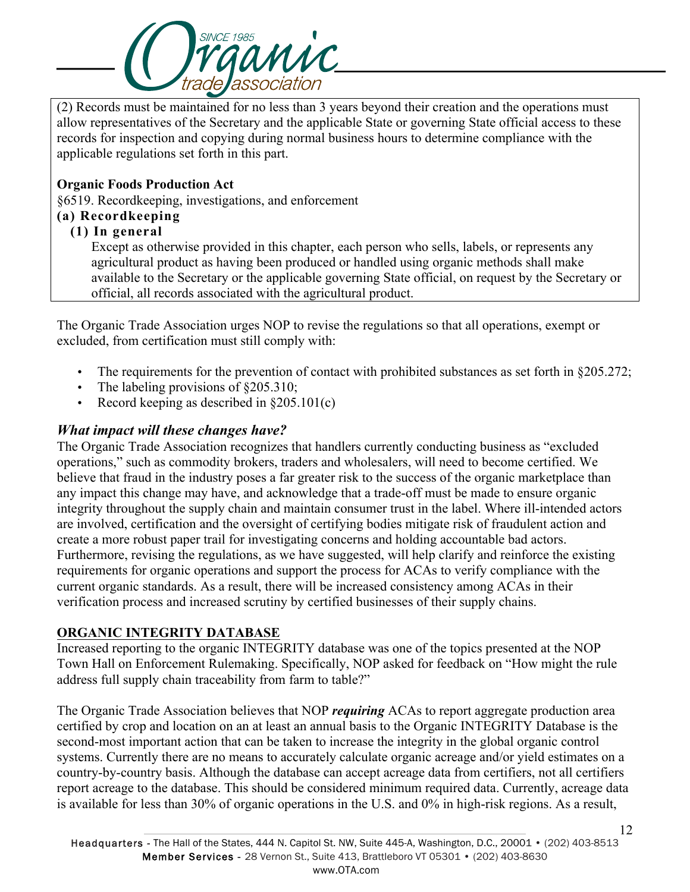(2) Records must be maintained for no less than 3 years beyond their creation and the operations must allow representatives of the Secretary and the applicable State or governing State official access to these records for inspection and copying during normal business hours to determine compliance with the applicable regulations set forth in this part.

**Organic Foods Production Act**

§6519. Recordkeeping, investigations, and enforcement

**(a) Recordkeeping**

**(1) In general**

Except as otherwise provided in this chapter, each person who sells, labels, or represents any agricultural product as having been produced or handled using organic methods shall make available to the Secretary or the applicable governing State official, on request by the Secretary or official, all records associated with the agricultural product.

The Organic Trade Association urges NOP to revise the regulations so that all operations, exempt or excluded, from certification must still comply with:

- The requirements for the prevention of contact with prohibited substances as set forth in §205.272;
- The labeling provisions of §205.310;
- Record keeping as described in §205.101(c)

### *What impact will these changes have?*

The Organic Trade Association recognizes that handlers currently conducting business as "excluded operations," such as commodity brokers, traders and wholesalers, will need to become certified. We believe that fraud in the industry poses a far greater risk to the success of the organic marketplace than any impact this change may have, and acknowledge that a trade-off must be made to ensure organic integrity throughout the supply chain and maintain consumer trust in the label. Where ill-intended actors are involved, certification and the oversight of certifying bodies mitigate risk of fraudulent action and create a more robust paper trail for investigating concerns and holding accountable bad actors. Furthermore, revising the regulations, as we have suggested, will help clarify and reinforce the existing requirements for organic operations and support the process for ACAs to verify compliance with the current organic standards. As a result, there will be increased consistency among ACAs in their verification process and increased scrutiny by certified businesses of their supply chains.

## **ORGANIC INTEGRITY DATABASE**

Increased reporting to the organic INTEGRITY database was one of the topics presented at the NOP Town Hall on Enforcement Rulemaking. Specifically, NOP asked for feedback on "How might the rule address full supply chain traceability from farm to table?"

The Organic Trade Association believes that NOP ***requiring*** ACAs to report aggregate production area certified by crop and location on an at least an annual basis to the Organic INTEGRITY Database is the second-most important action that can be taken to increase the integrity in the global organic control systems. Currently there are no means to accurately calculate organic acreage and/or yield estimates on a country-by-country basis. Although the database can accept acreage data from certifiers, not all certifiers report acreage to the database. This should be considered minimum required data. Currently, acreage data is available for less than 30% of organic operations in the U.S. and 0% in high-risk regions. As a result,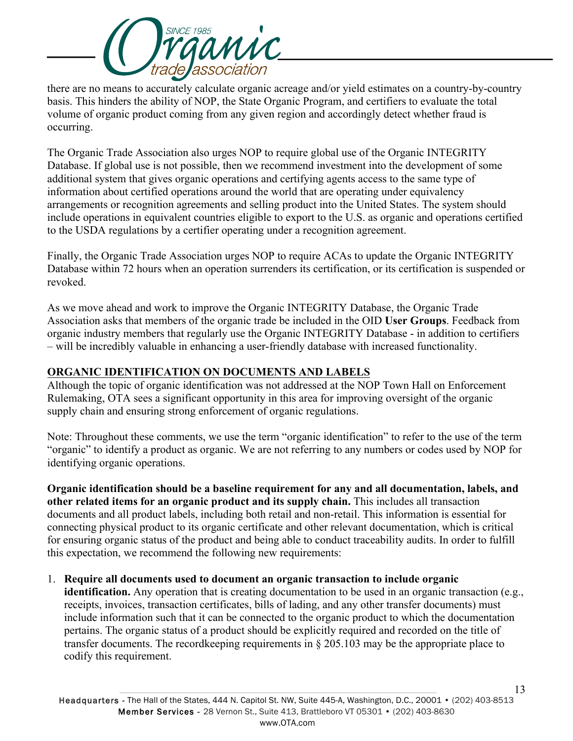there are no means to accurately calculate organic acreage and/or yield estimates on a country-by-country basis. This hinders the ability of NOP, the State Organic Program, and certifiers to evaluate the total volume of organic product coming from any given region and accordingly detect whether fraud is occurring.

The Organic Trade Association also urges NOP to require global use of the Organic INTEGRITY Database. If global use is not possible, then we recommend investment into the development of some additional system that gives organic operations and certifying agents access to the same type of information about certified operations around the world that are operating under equivalency arrangements or recognition agreements and selling product into the United States. The system should include operations in equivalent countries eligible to export to the U.S. as organic and operations certified to the USDA regulations by a certifier operating under a recognition agreement.

Finally, the Organic Trade Association urges NOP to require ACAs to update the Organic INTEGRITY Database within 72 hours when an operation surrenders its certification, or its certification is suspended or revoked.

As we move ahead and work to improve the Organic INTEGRITY Database, the Organic Trade Association asks that members of the organic trade be included in the OID **User Groups**. Feedback from organic industry members that regularly use the Organic INTEGRITY Database - in addition to certifiers – will be incredibly valuable in enhancing a user-friendly database with increased functionality.

## ORGANIC IDENTIFICATION ON DOCUMENTS AND LABELS

Although the topic of organic identification was not addressed at the NOP Town Hall on Enforcement Rulemaking, OTA sees a significant opportunity in this area for improving oversight of the organic supply chain and ensuring strong enforcement of organic regulations.

Note: Throughout these comments, we use the term "organic identification" to refer to the use of the term "organic" to identify a product as organic. We are not referring to any numbers or codes used by NOP for identifying organic operations.

**Organic identification should be a baseline requirement for any and all documentation, labels, and other related items for an organic product and its supply chain.** This includes all transaction documents and all product labels, including both retail and non-retail. This information is essential for connecting physical product to its organic certificate and other relevant documentation, which is critical for ensuring organic status of the product and being able to conduct traceability audits. In order to fulfill this expectation, we recommend the following new requirements:

1. **Require all documents used to document an organic transaction to include organic identification.** Any operation that is creating documentation to be used in an organic transaction (e.g., receipts, invoices, transaction certificates, bills of lading, and any other transfer documents) must include information such that it can be connected to the organic product to which the documentation pertains. The organic status of a product should be explicitly required and recorded on the title of transfer documents. The recordkeeping requirements in § 205.103 may be the appropriate place to codify this requirement.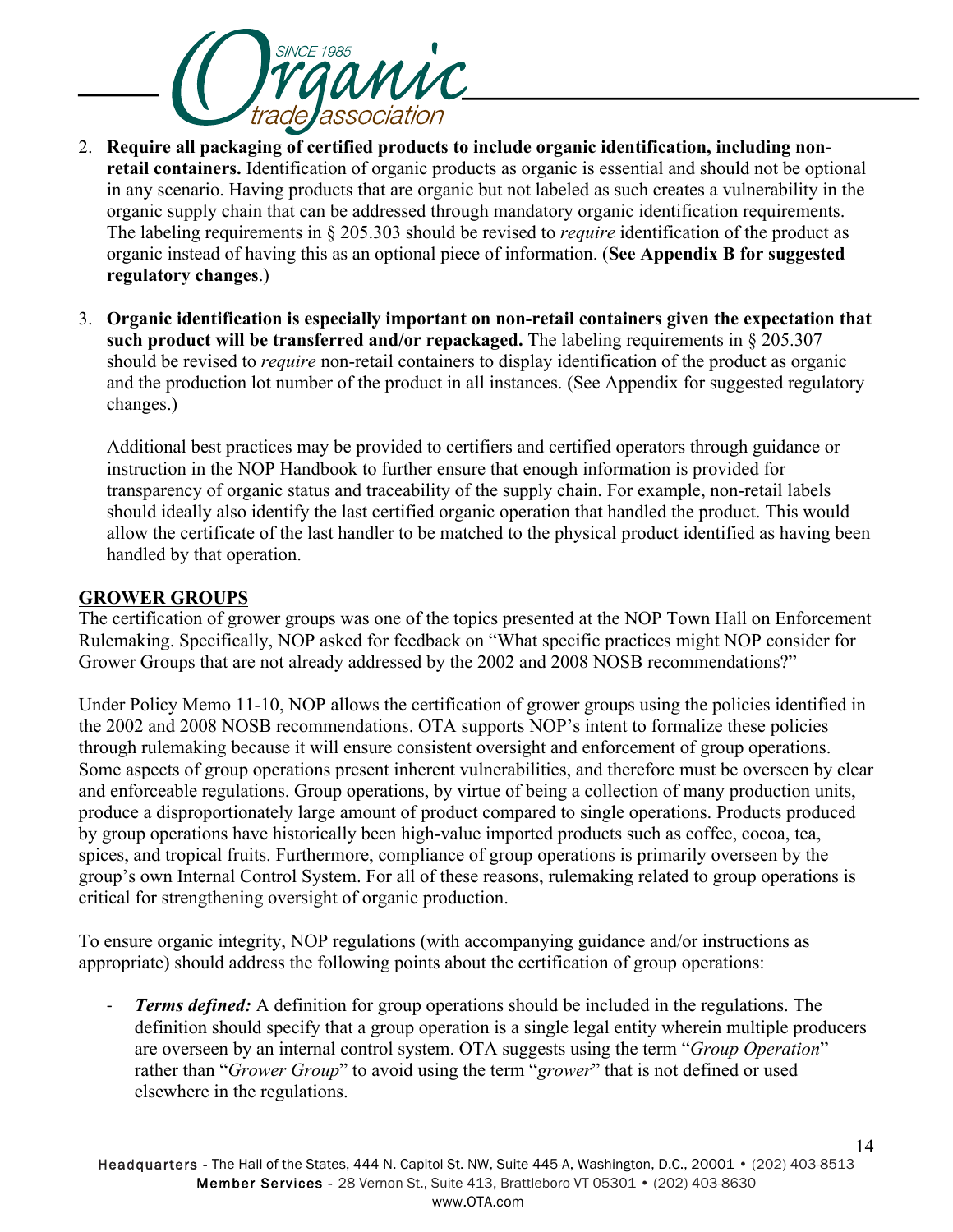2. **Require all packaging of certified products to include organic identification, including non-retail containers.** Identification of organic products as organic is essential and should not be optional in any scenario. Having products that are organic but not labeled as such creates a vulnerability in the organic supply chain that can be addressed through mandatory organic identification requirements. The labeling requirements in § 205.303 should be revised to *require* identification of the product as organic instead of having this as an optional piece of information. (**See Appendix B for suggested regulatory changes**.)

3. **Organic identification is especially important on non-retail containers given the expectation that such product will be transferred and/or repackaged.** The labeling requirements in § 205.307 should be revised to *require* non-retail containers to display identification of the product as organic and the production lot number of the product in all instances. (See Appendix for suggested regulatory changes.)

   Additional best practices may be provided to certifiers and certified operators through guidance or instruction in the NOP Handbook to further ensure that enough information is provided for transparency of organic status and traceability of the supply chain. For example, non-retail labels should ideally also identify the last certified organic operation that handled the product. This would allow the certificate of the last handler to be matched to the physical product identified as having been handled by that operation.

## GROWER GROUPS

The certification of grower groups was one of the topics presented at the NOP Town Hall on Enforcement Rulemaking. Specifically, NOP asked for feedback on "What specific practices might NOP consider for Grower Groups that are not already addressed by the 2002 and 2008 NOSB recommendations?"

Under Policy Memo 11-10, NOP allows the certification of grower groups using the policies identified in the 2002 and 2008 NOSB recommendations. OTA supports NOP's intent to formalize these policies through rulemaking because it will ensure consistent oversight and enforcement of group operations. Some aspects of group operations present inherent vulnerabilities, and therefore must be overseen by clear and enforceable regulations. Group operations, by virtue of being a collection of many production units, produce a disproportionately large amount of product compared to single operations. Products produced by group operations have historically been high-value imported products such as coffee, cocoa, tea, spices, and tropical fruits. Furthermore, compliance of group operations is primarily overseen by the group's own Internal Control System. For all of these reasons, rulemaking related to group operations is critical for strengthening oversight of organic production.

To ensure organic integrity, NOP regulations (with accompanying guidance and/or instructions as appropriate) should address the following points about the certification of group operations:

- ***Terms defined:*** A definition for group operations should be included in the regulations. The definition should specify that a group operation is a single legal entity wherein multiple producers are overseen by an internal control system. OTA suggests using the term "*Group Operation*" rather than "*Grower Group*" to avoid using the term "*grower*" that is not defined or used elsewhere in the regulations.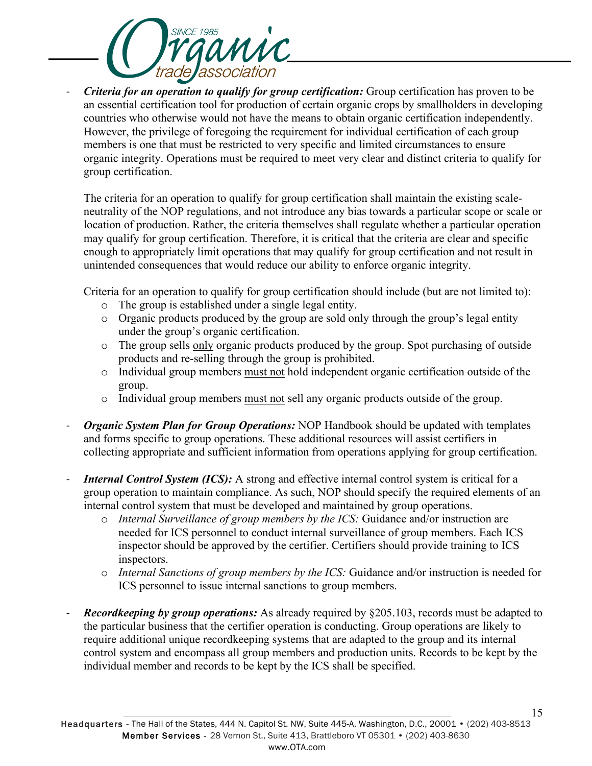- ***Criteria for an operation to qualify for group certification:*** Group certification has proven to be an essential certification tool for production of certain organic crops by smallholders in developing countries who otherwise would not have the means to obtain organic certification independently. However, the privilege of foregoing the requirement for individual certification of each group members is one that must be restricted to very specific and limited circumstances to ensure organic integrity. Operations must be required to meet very clear and distinct criteria to qualify for group certification.

  The criteria for an operation to qualify for group certification shall maintain the existing scale-neutrality of the NOP regulations, and not introduce any bias towards a particular scope or scale or location of production. Rather, the criteria themselves shall regulate whether a particular operation may qualify for group certification. Therefore, it is critical that the criteria are clear and specific enough to appropriately limit operations that may qualify for group certification and not result in unintended consequences that would reduce our ability to enforce organic integrity.

  Criteria for an operation to qualify for group certification should include (but are not limited to):
  - The group is established under a single legal entity.
  - Organic products produced by the group are sold <u>only</u> through the group's legal entity under the group's organic certification.
  - The group sells <u>only</u> organic products produced by the group. Spot purchasing of outside products and re-selling through the group is prohibited.
  - Individual group members <u>must not</u> hold independent organic certification outside of the group.
  - Individual group members <u>must not</u> sell any organic products outside of the group.

- ***Organic System Plan for Group Operations:*** NOP Handbook should be updated with templates and forms specific to group operations. These additional resources will assist certifiers in collecting appropriate and sufficient information from operations applying for group certification.

- ***Internal Control System (ICS):*** A strong and effective internal control system is critical for a group operation to maintain compliance. As such, NOP should specify the required elements of an internal control system that must be developed and maintained by group operations.
  - *Internal Surveillance of group members by the ICS:* Guidance and/or instruction are needed for ICS personnel to conduct internal surveillance of group members. Each ICS inspector should be approved by the certifier. Certifiers should provide training to ICS inspectors.
  - *Internal Sanctions of group members by the ICS:* Guidance and/or instruction is needed for ICS personnel to issue internal sanctions to group members.

- ***Recordkeeping by group operations:*** As already required by §205.103, records must be adapted to the particular business that the certifier operation is conducting. Group operations are likely to require additional unique recordkeeping systems that are adapted to the group and its internal control system and encompass all group members and production units. Records to be kept by the individual member and records to be kept by the ICS shall be specified.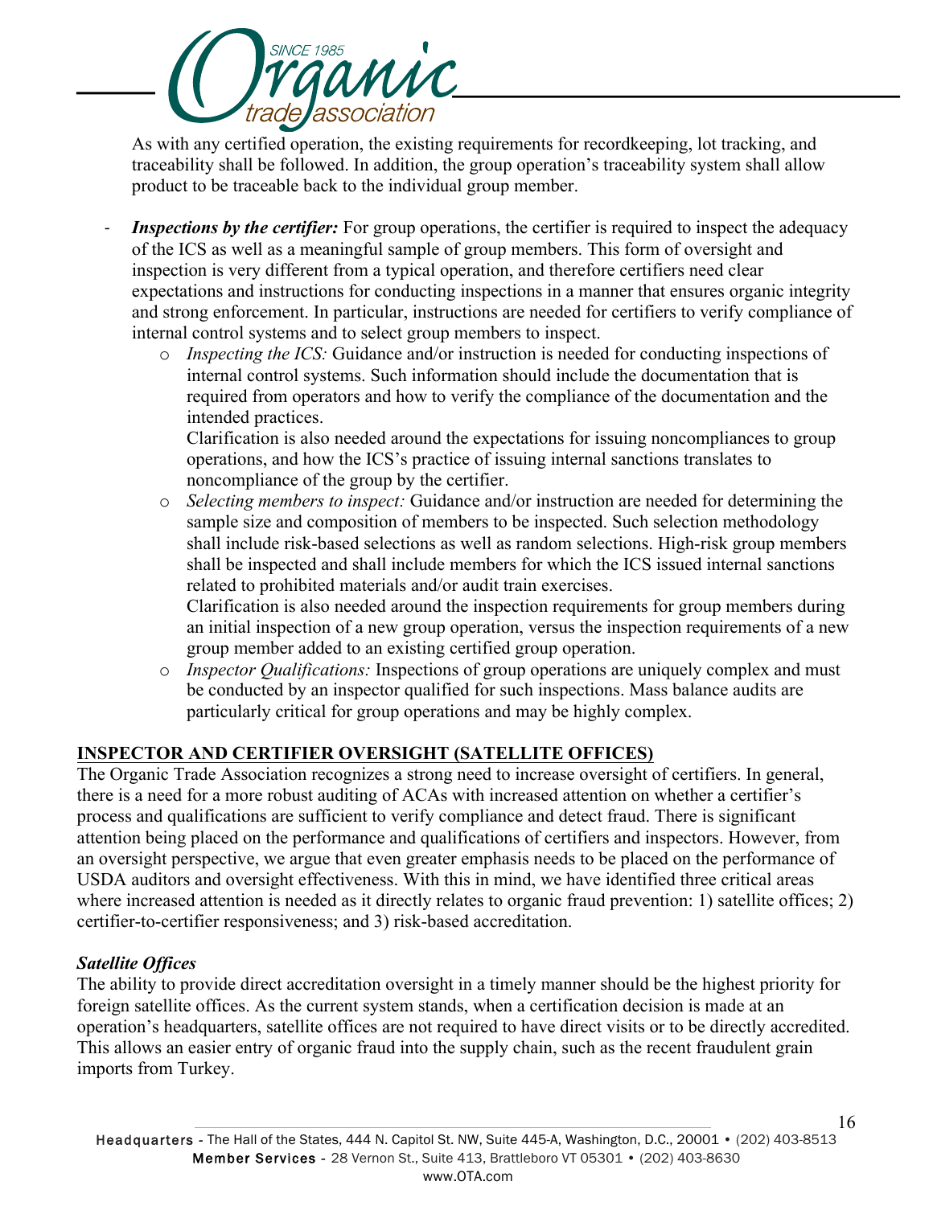As with any certified operation, the existing requirements for recordkeeping, lot tracking, and traceability shall be followed. In addition, the group operation's traceability system shall allow product to be traceable back to the individual group member.

- ***Inspections by the certifier:*** For group operations, the certifier is required to inspect the adequacy of the ICS as well as a meaningful sample of group members. This form of oversight and inspection is very different from a typical operation, and therefore certifiers need clear expectations and instructions for conducting inspections in a manner that ensures organic integrity and strong enforcement. In particular, instructions are needed for certifiers to verify compliance of internal control systems and to select group members to inspect.
    - *Inspecting the ICS:* Guidance and/or instruction is needed for conducting inspections of internal control systems. Such information should include the documentation that is required from operators and how to verify the compliance of the documentation and the intended practices.

      Clarification is also needed around the expectations for issuing noncompliances to group operations, and how the ICS's practice of issuing internal sanctions translates to noncompliance of the group by the certifier.
    - *Selecting members to inspect:* Guidance and/or instruction are needed for determining the sample size and composition of members to be inspected. Such selection methodology shall include risk-based selections as well as random selections. High-risk group members shall be inspected and shall include members for which the ICS issued internal sanctions related to prohibited materials and/or audit train exercises.

      Clarification is also needed around the inspection requirements for group members during an initial inspection of a new group operation, versus the inspection requirements of a new group member added to an existing certified group operation.
    - *Inspector Qualifications:* Inspections of group operations are uniquely complex and must be conducted by an inspector qualified for such inspections. Mass balance audits are particularly critical for group operations and may be highly complex.

## INSPECTOR AND CERTIFIER OVERSIGHT (SATELLITE OFFICES)

The Organic Trade Association recognizes a strong need to increase oversight of certifiers. In general, there is a need for a more robust auditing of ACAs with increased attention on whether a certifier's process and qualifications are sufficient to verify compliance and detect fraud. There is significant attention being placed on the performance and qualifications of certifiers and inspectors. However, from an oversight perspective, we argue that even greater emphasis needs to be placed on the performance of USDA auditors and oversight effectiveness. With this in mind, we have identified three critical areas where increased attention is needed as it directly relates to organic fraud prevention: 1) satellite offices; 2) certifier-to-certifier responsiveness; and 3) risk-based accreditation.

### *Satellite Offices*

The ability to provide direct accreditation oversight in a timely manner should be the highest priority for foreign satellite offices. As the current system stands, when a certification decision is made at an operation's headquarters, satellite offices are not required to have direct visits or to be directly accredited. This allows an easier entry of organic fraud into the supply chain, such as the recent fraudulent grain imports from Turkey.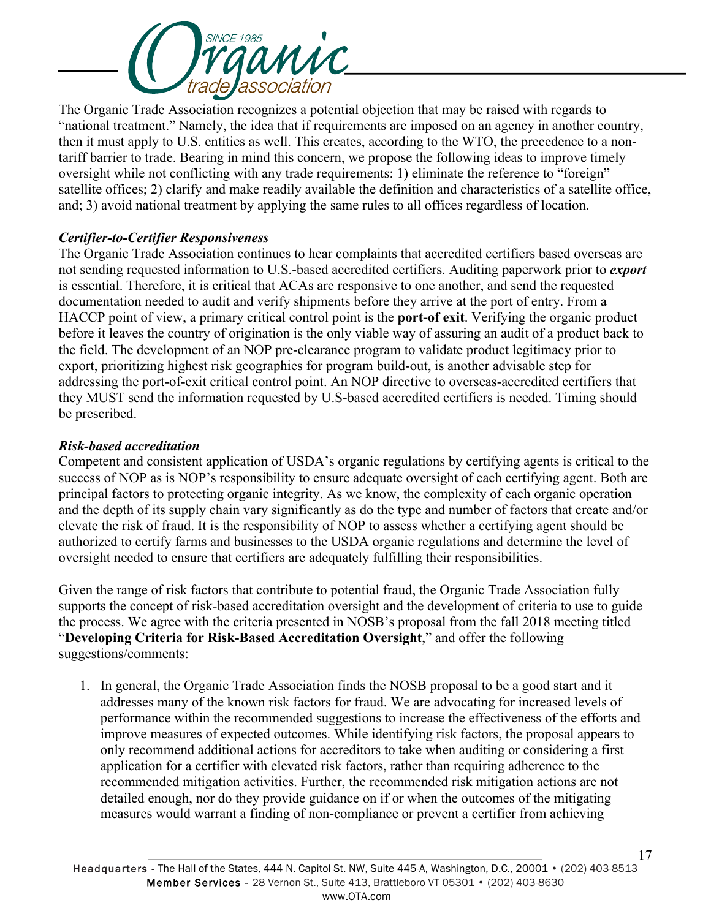The Organic Trade Association recognizes a potential objection that may be raised with regards to "national treatment." Namely, the idea that if requirements are imposed on an agency in another country, then it must apply to U.S. entities as well. This creates, according to the WTO, the precedence to a non-tariff barrier to trade. Bearing in mind this concern, we propose the following ideas to improve timely oversight while not conflicting with any trade requirements: 1) eliminate the reference to "foreign" satellite offices; 2) clarify and make readily available the definition and characteristics of a satellite office, and; 3) avoid national treatment by applying the same rules to all offices regardless of location.

***Certifier-to-Certifier Responsiveness***

The Organic Trade Association continues to hear complaints that accredited certifiers based overseas are not sending requested information to U.S.-based accredited certifiers. Auditing paperwork prior to ***export*** is essential. Therefore, it is critical that ACAs are responsive to one another, and send the requested documentation needed to audit and verify shipments before they arrive at the port of entry. From a HACCP point of view, a primary critical control point is the **port-of exit**. Verifying the organic product before it leaves the country of origination is the only viable way of assuring an audit of a product back to the field. The development of an NOP pre-clearance program to validate product legitimacy prior to export, prioritizing highest risk geographies for program build-out, is another advisable step for addressing the port-of-exit critical control point. An NOP directive to overseas-accredited certifiers that they MUST send the information requested by U.S-based accredited certifiers is needed. Timing should be prescribed.

***Risk-based accreditation***

Competent and consistent application of USDA's organic regulations by certifying agents is critical to the success of NOP as is NOP's responsibility to ensure adequate oversight of each certifying agent. Both are principal factors to protecting organic integrity. As we know, the complexity of each organic operation and the depth of its supply chain vary significantly as do the type and number of factors that create and/or elevate the risk of fraud. It is the responsibility of NOP to assess whether a certifying agent should be authorized to certify farms and businesses to the USDA organic regulations and determine the level of oversight needed to ensure that certifiers are adequately fulfilling their responsibilities.

Given the range of risk factors that contribute to potential fraud, the Organic Trade Association fully supports the concept of risk-based accreditation oversight and the development of criteria to use to guide the process. We agree with the criteria presented in NOSB's proposal from the fall 2018 meeting titled "**Developing Criteria for Risk-Based Accreditation Oversight**," and offer the following suggestions/comments:

1. In general, the Organic Trade Association finds the NOSB proposal to be a good start and it addresses many of the known risk factors for fraud. We are advocating for increased levels of performance within the recommended suggestions to increase the effectiveness of the efforts and improve measures of expected outcomes. While identifying risk factors, the proposal appears to only recommend additional actions for accreditors to take when auditing or considering a first application for a certifier with elevated risk factors, rather than requiring adherence to the recommended mitigation activities. Further, the recommended risk mitigation actions are not detailed enough, nor do they provide guidance on if or when the outcomes of the mitigating measures would warrant a finding of non-compliance or prevent a certifier from achieving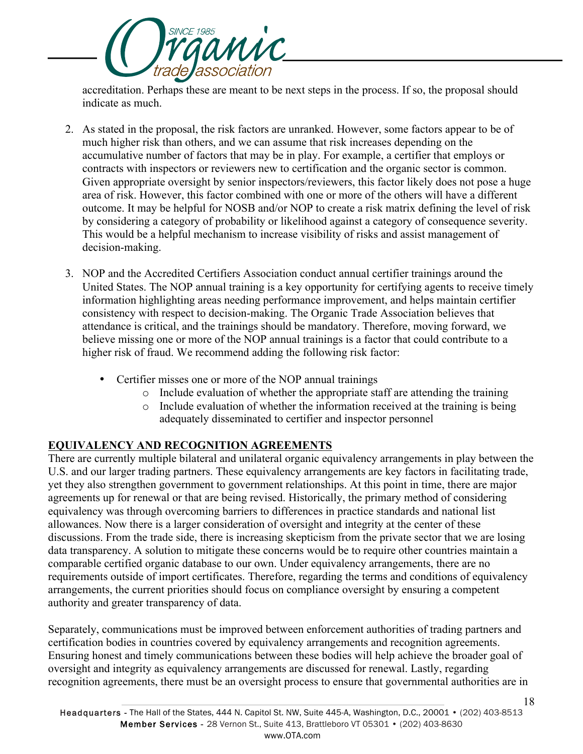accreditation. Perhaps these are meant to be next steps in the process. If so, the proposal should indicate as much.

2. As stated in the proposal, the risk factors are unranked. However, some factors appear to be of much higher risk than others, and we can assume that risk increases depending on the accumulative number of factors that may be in play. For example, a certifier that employs or contracts with inspectors or reviewers new to certification and the organic sector is common. Given appropriate oversight by senior inspectors/reviewers, this factor likely does not pose a huge area of risk. However, this factor combined with one or more of the others will have a different outcome. It may be helpful for NOSB and/or NOP to create a risk matrix defining the level of risk by considering a category of probability or likelihood against a category of consequence severity. This would be a helpful mechanism to increase visibility of risks and assist management of decision-making.

3. NOP and the Accredited Certifiers Association conduct annual certifier trainings around the United States. The NOP annual training is a key opportunity for certifying agents to receive timely information highlighting areas needing performance improvement, and helps maintain certifier consistency with respect to decision-making. The Organic Trade Association believes that attendance is critical, and the trainings should be mandatory. Therefore, moving forward, we believe missing one or more of the NOP annual trainings is a factor that could contribute to a higher risk of fraud. We recommend adding the following risk factor:

   - Certifier misses one or more of the NOP annual trainings
     - Include evaluation of whether the appropriate staff are attending the training
     - Include evaluation of whether the information received at the training is being adequately disseminated to certifier and inspector personnel

## EQUIVALENCY AND RECOGNITION AGREEMENTS

There are currently multiple bilateral and unilateral organic equivalency arrangements in play between the U.S. and our larger trading partners. These equivalency arrangements are key factors in facilitating trade, yet they also strengthen government to government relationships. At this point in time, there are major agreements up for renewal or that are being revised. Historically, the primary method of considering equivalency was through overcoming barriers to differences in practice standards and national list allowances. Now there is a larger consideration of oversight and integrity at the center of these discussions. From the trade side, there is increasing skepticism from the private sector that we are losing data transparency. A solution to mitigate these concerns would be to require other countries maintain a comparable certified organic database to our own. Under equivalency arrangements, there are no requirements outside of import certificates. Therefore, regarding the terms and conditions of equivalency arrangements, the current priorities should focus on compliance oversight by ensuring a competent authority and greater transparency of data.

Separately, communications must be improved between enforcement authorities of trading partners and certification bodies in countries covered by equivalency arrangements and recognition agreements. Ensuring honest and timely communications between these bodies will help achieve the broader goal of oversight and integrity as equivalency arrangements are discussed for renewal. Lastly, regarding recognition agreements, there must be an oversight process to ensure that governmental authorities are in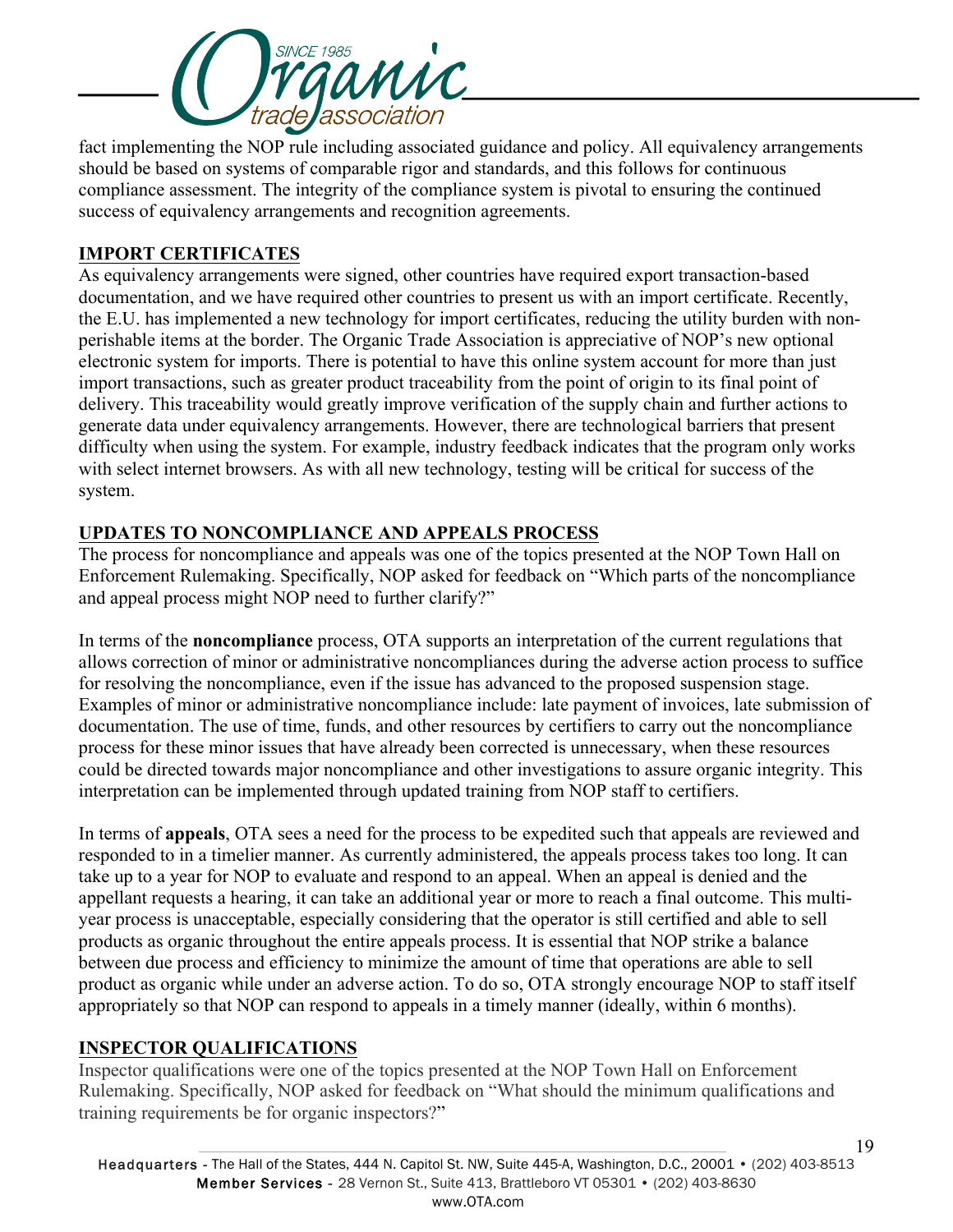fact implementing the NOP rule including associated guidance and policy. All equivalency arrangements should be based on systems of comparable rigor and standards, and this follows for continuous compliance assessment. The integrity of the compliance system is pivotal to ensuring the continued success of equivalency arrangements and recognition agreements.

## IMPORT CERTIFICATES

As equivalency arrangements were signed, other countries have required export transaction-based documentation, and we have required other countries to present us with an import certificate. Recently, the E.U. has implemented a new technology for import certificates, reducing the utility burden with non-perishable items at the border. The Organic Trade Association is appreciative of NOP's new optional electronic system for imports. There is potential to have this online system account for more than just import transactions, such as greater product traceability from the point of origin to its final point of delivery. This traceability would greatly improve verification of the supply chain and further actions to generate data under equivalency arrangements. However, there are technological barriers that present difficulty when using the system. For example, industry feedback indicates that the program only works with select internet browsers. As with all new technology, testing will be critical for success of the system.

## UPDATES TO NONCOMPLIANCE AND APPEALS PROCESS

The process for noncompliance and appeals was one of the topics presented at the NOP Town Hall on Enforcement Rulemaking. Specifically, NOP asked for feedback on "Which parts of the noncompliance and appeal process might NOP need to further clarify?"

In terms of the **noncompliance** process, OTA supports an interpretation of the current regulations that allows correction of minor or administrative noncompliances during the adverse action process to suffice for resolving the noncompliance, even if the issue has advanced to the proposed suspension stage. Examples of minor or administrative noncompliance include: late payment of invoices, late submission of documentation. The use of time, funds, and other resources by certifiers to carry out the noncompliance process for these minor issues that have already been corrected is unnecessary, when these resources could be directed towards major noncompliance and other investigations to assure organic integrity. This interpretation can be implemented through updated training from NOP staff to certifiers.

In terms of **appeals**, OTA sees a need for the process to be expedited such that appeals are reviewed and responded to in a timelier manner. As currently administered, the appeals process takes too long. It can take up to a year for NOP to evaluate and respond to an appeal. When an appeal is denied and the appellant requests a hearing, it can take an additional year or more to reach a final outcome. This multi-year process is unacceptable, especially considering that the operator is still certified and able to sell products as organic throughout the entire appeals process. It is essential that NOP strike a balance between due process and efficiency to minimize the amount of time that operations are able to sell product as organic while under an adverse action. To do so, OTA strongly encourage NOP to staff itself appropriately so that NOP can respond to appeals in a timely manner (ideally, within 6 months).

## INSPECTOR QUALIFICATIONS

Inspector qualifications were one of the topics presented at the NOP Town Hall on Enforcement Rulemaking. Specifically, NOP asked for feedback on "What should the minimum qualifications and training requirements be for organic inspectors?"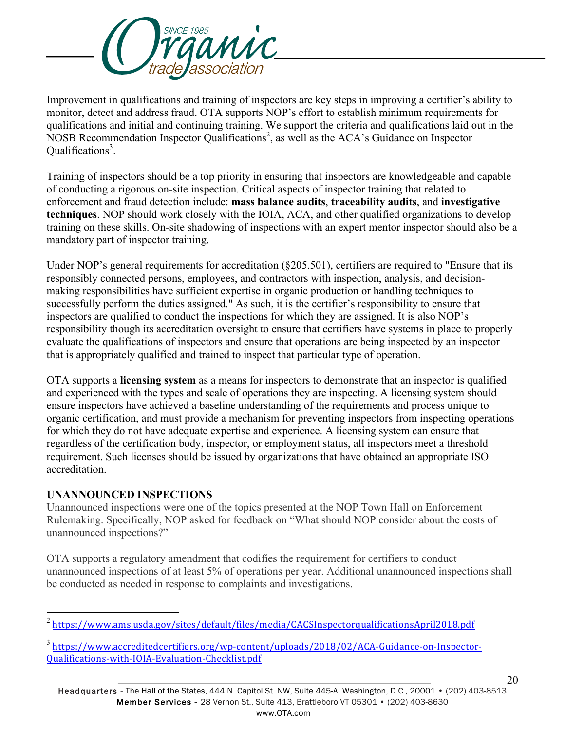Improvement in qualifications and training of inspectors are key steps in improving a certifier's ability to monitor, detect and address fraud. OTA supports NOP's effort to establish minimum requirements for qualifications and initial and continuing training. We support the criteria and qualifications laid out in the NOSB Recommendation Inspector Qualifications[2], as well as the ACA's Guidance on Inspector Qualifications[3].

Training of inspectors should be a top priority in ensuring that inspectors are knowledgeable and capable of conducting a rigorous on-site inspection. Critical aspects of inspector training that related to enforcement and fraud detection include: **mass balance audits**, **traceability audits**, and **investigative techniques**. NOP should work closely with the IOIA, ACA, and other qualified organizations to develop training on these skills. On-site shadowing of inspections with an expert mentor inspector should also be a mandatory part of inspector training.

Under NOP's general requirements for accreditation (§205.501), certifiers are required to "Ensure that its responsibly connected persons, employees, and contractors with inspection, analysis, and decision-making responsibilities have sufficient expertise in organic production or handling techniques to successfully perform the duties assigned." As such, it is the certifier's responsibility to ensure that inspectors are qualified to conduct the inspections for which they are assigned. It is also NOP's responsibility though its accreditation oversight to ensure that certifiers have systems in place to properly evaluate the qualifications of inspectors and ensure that operations are being inspected by an inspector that is appropriately qualified and trained to inspect that particular type of operation.

OTA supports a **licensing system** as a means for inspectors to demonstrate that an inspector is qualified and experienced with the types and scale of operations they are inspecting. A licensing system should ensure inspectors have achieved a baseline understanding of the requirements and process unique to organic certification, and must provide a mechanism for preventing inspectors from inspecting operations for which they do not have adequate expertise and experience. A licensing system can ensure that regardless of the certification body, inspector, or employment status, all inspectors meet a threshold requirement. Such licenses should be issued by organizations that have obtained an appropriate ISO accreditation.

## UNANNOUNCED INSPECTIONS

Unannounced inspections were one of the topics presented at the NOP Town Hall on Enforcement Rulemaking. Specifically, NOP asked for feedback on "What should NOP consider about the costs of unannounced inspections?"

OTA supports a regulatory amendment that codifies the requirement for certifiers to conduct unannounced inspections of at least 5% of operations per year. Additional unannounced inspections shall be conducted as needed in response to complaints and investigations.

---

[2] https://www.ams.usda.gov/sites/default/files/media/CACSInspectorqualificationsApril2018.pdf

[3] https://www.accreditedcertifiers.org/wp-content/uploads/2018/02/ACA-Guidance-on-Inspector-Qualifications-with-IOIA-Evaluation-Checklist.pdf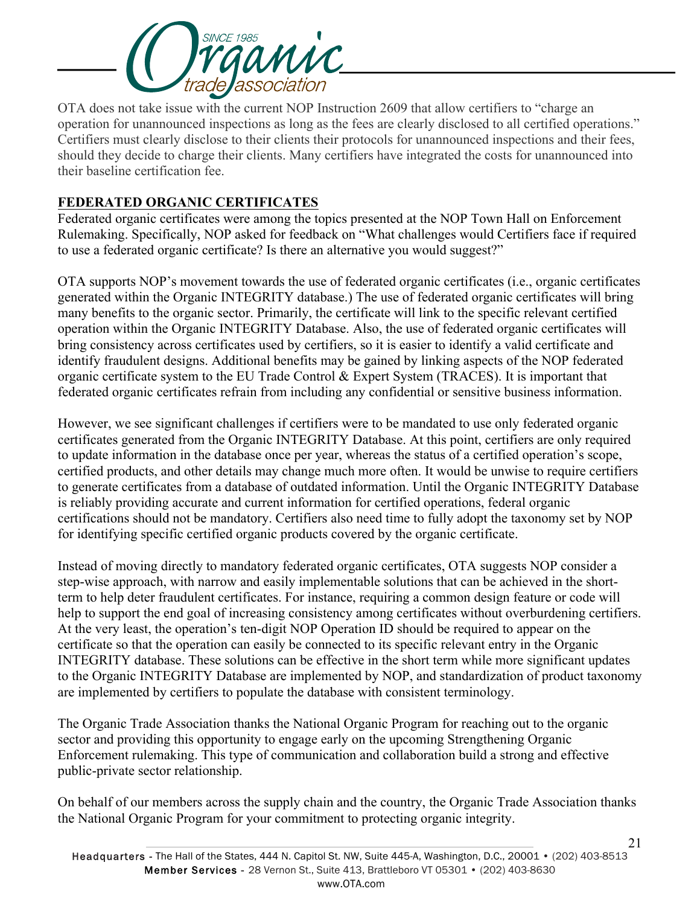OTA does not take issue with the current NOP Instruction 2609 that allow certifiers to "charge an operation for unannounced inspections as long as the fees are clearly disclosed to all certified operations." Certifiers must clearly disclose to their clients their protocols for unannounced inspections and their fees, should they decide to charge their clients. Many certifiers have integrated the costs for unannounced into their baseline certification fee.

## FEDERATED ORGANIC CERTIFICATES

Federated organic certificates were among the topics presented at the NOP Town Hall on Enforcement Rulemaking. Specifically, NOP asked for feedback on "What challenges would Certifiers face if required to use a federated organic certificate? Is there an alternative you would suggest?"

OTA supports NOP's movement towards the use of federated organic certificates (i.e., organic certificates generated within the Organic INTEGRITY database.) The use of federated organic certificates will bring many benefits to the organic sector. Primarily, the certificate will link to the specific relevant certified operation within the Organic INTEGRITY Database. Also, the use of federated organic certificates will bring consistency across certificates used by certifiers, so it is easier to identify a valid certificate and identify fraudulent designs. Additional benefits may be gained by linking aspects of the NOP federated organic certificate system to the EU Trade Control & Expert System (TRACES). It is important that federated organic certificates refrain from including any confidential or sensitive business information.

However, we see significant challenges if certifiers were to be mandated to use only federated organic certificates generated from the Organic INTEGRITY Database. At this point, certifiers are only required to update information in the database once per year, whereas the status of a certified operation's scope, certified products, and other details may change much more often. It would be unwise to require certifiers to generate certificates from a database of outdated information. Until the Organic INTEGRITY Database is reliably providing accurate and current information for certified operations, federal organic certifications should not be mandatory. Certifiers also need time to fully adopt the taxonomy set by NOP for identifying specific certified organic products covered by the organic certificate.

Instead of moving directly to mandatory federated organic certificates, OTA suggests NOP consider a step-wise approach, with narrow and easily implementable solutions that can be achieved in the short-term to help deter fraudulent certificates. For instance, requiring a common design feature or code will help to support the end goal of increasing consistency among certificates without overburdening certifiers. At the very least, the operation's ten-digit NOP Operation ID should be required to appear on the certificate so that the operation can easily be connected to its specific relevant entry in the Organic INTEGRITY database. These solutions can be effective in the short term while more significant updates to the Organic INTEGRITY Database are implemented by NOP, and standardization of product taxonomy are implemented by certifiers to populate the database with consistent terminology.

The Organic Trade Association thanks the National Organic Program for reaching out to the organic sector and providing this opportunity to engage early on the upcoming Strengthening Organic Enforcement rulemaking. This type of communication and collaboration build a strong and effective public-private sector relationship.

On behalf of our members across the supply chain and the country, the Organic Trade Association thanks the National Organic Program for your commitment to protecting organic integrity.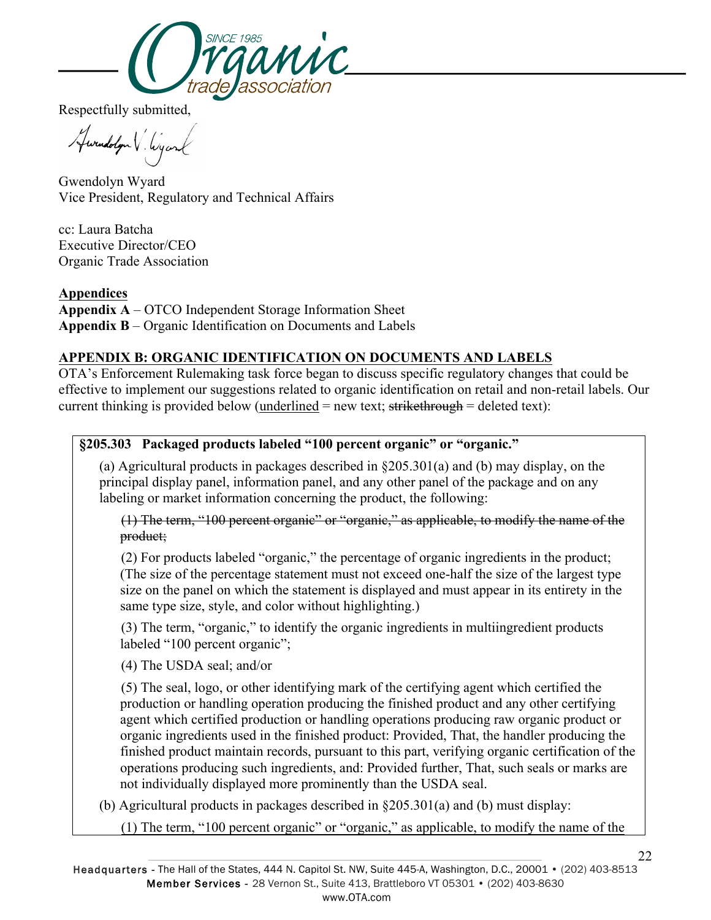Respectfully submitted,

Gwendolyn Wyard
Vice President, Regulatory and Technical Affairs

cc: Laura Batcha
Executive Director/CEO
Organic Trade Association

<u>**Appendices**</u>
**Appendix A** – OTCO Independent Storage Information Sheet
**Appendix B** – Organic Identification on Documents and Labels

<u>**APPENDIX B: ORGANIC IDENTIFICATION ON DOCUMENTS AND LABELS**</u>

OTA's Enforcement Rulemaking task force began to discuss specific regulatory changes that could be effective to implement our suggestions related to organic identification on retail and non-retail labels. Our current thinking is provided below (<u>underlined</u> = new text; ~~strikethrough~~ = deleted text):

**§205.303 Packaged products labeled "100 percent organic" or "organic."**

(a) Agricultural products in packages described in §205.301(a) and (b) may display, on the principal display panel, information panel, and any other panel of the package and on any labeling or market information concerning the product, the following:

~~(1) The term, "100 percent organic" or "organic," as applicable, to modify the name of the product;~~

(2) For products labeled "organic," the percentage of organic ingredients in the product; (The size of the percentage statement must not exceed one-half the size of the largest type size on the panel on which the statement is displayed and must appear in its entirety in the same type size, style, and color without highlighting.)

(3) The term, "organic," to identify the organic ingredients in multiingredient products labeled "100 percent organic";

(4) The USDA seal; and/or

(5) The seal, logo, or other identifying mark of the certifying agent which certified the production or handling operation producing the finished product and any other certifying agent which certified production or handling operations producing raw organic product or organic ingredients used in the finished product: Provided, That, the handler producing the finished product maintain records, pursuant to this part, verifying organic certification of the operations producing such ingredients, and: Provided further, That, such seals or marks are not individually displayed more prominently than the USDA seal.

(b) Agricultural products in packages described in §205.301(a) and (b) must display:

<u>(1) The term, "100 percent organic" or "organic," as applicable, to modify the name of the</u>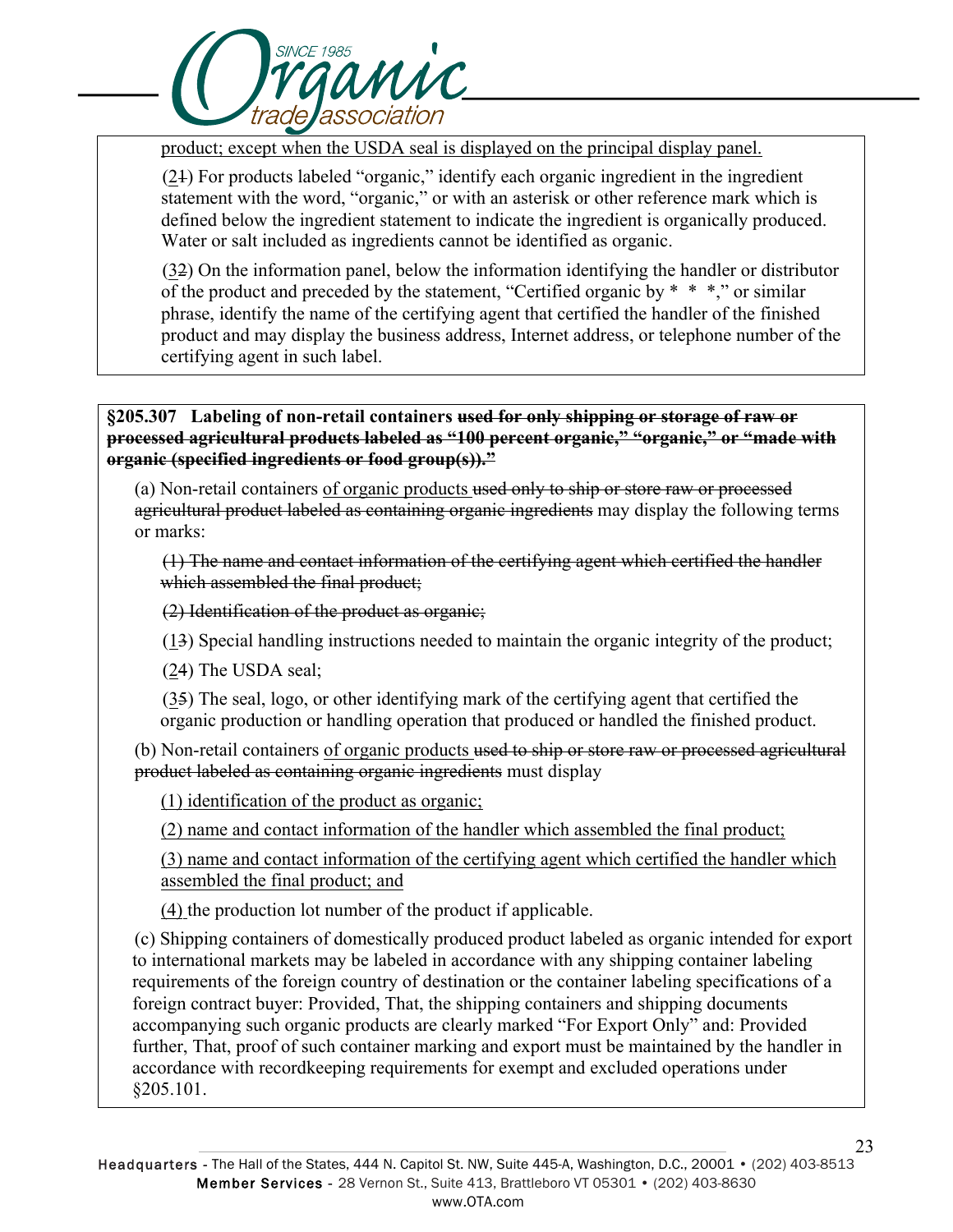product; except when the USDA seal is displayed on the principal display panel.

(2~~1~~) For products labeled "organic," identify each organic ingredient in the ingredient statement with the word, "organic," or with an asterisk or other reference mark which is defined below the ingredient statement to indicate the ingredient is organically produced. Water or salt included as ingredients cannot be identified as organic.

(3~~2~~) On the information panel, below the information identifying the handler or distributor of the product and preceded by the statement, "Certified organic by * * *," or similar phrase, identify the name of the certifying agent that certified the handler of the finished product and may display the business address, Internet address, or telephone number of the certifying agent in such label.

**§205.307 Labeling of non-retail containers ~~used for only shipping or storage of raw or processed agricultural products labeled as "100 percent organic," "organic," or "made with organic (specified ingredients or food group(s))."~~**

(a) Non-retail containers of organic products ~~used only to ship or store raw or processed agricultural product labeled as containing organic ingredients~~ may display the following terms or marks:

~~(1) The name and contact information of the certifying agent which certified the handler which assembled the final product;~~

~~(2) Identification of the product as organic;~~

(1~~3~~) Special handling instructions needed to maintain the organic integrity of the product;

(2~~4~~) The USDA seal;

(3~~5~~) The seal, logo, or other identifying mark of the certifying agent that certified the organic production or handling operation that produced or handled the finished product.

(b) Non-retail containers of organic products ~~used to ship or store raw or processed agricultural product labeled as containing organic ingredients~~ must display

(1) identification of the product as organic;

(2) name and contact information of the handler which assembled the final product;

(3) name and contact information of the certifying agent which certified the handler which assembled the final product; and

(4) the production lot number of the product if applicable.

(c) Shipping containers of domestically produced product labeled as organic intended for export to international markets may be labeled in accordance with any shipping container labeling requirements of the foreign country of destination or the container labeling specifications of a foreign contract buyer: Provided, That, the shipping containers and shipping documents accompanying such organic products are clearly marked "For Export Only" and: Provided further, That, proof of such container marking and export must be maintained by the handler in accordance with recordkeeping requirements for exempt and excluded operations under §205.101.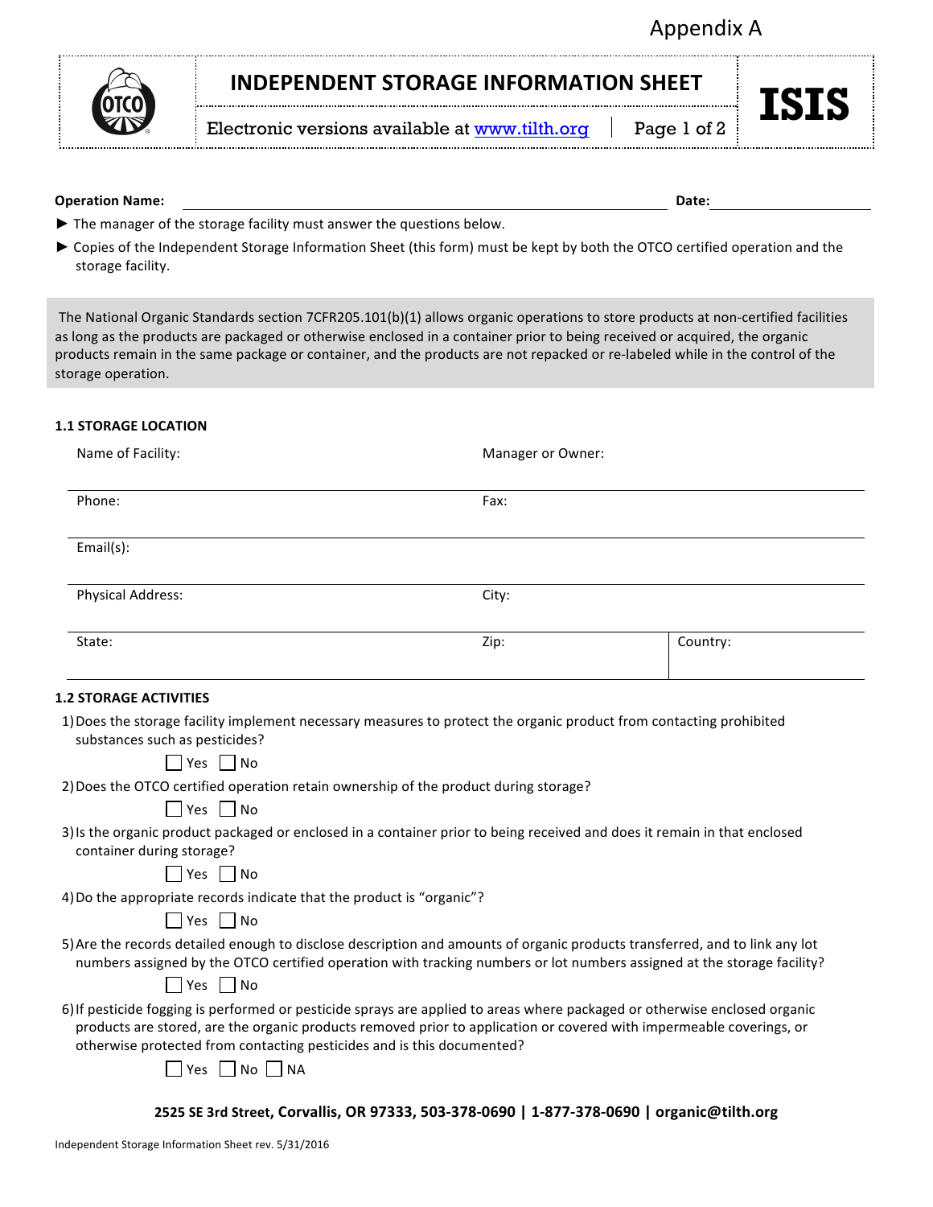Appendix A

# INDEPENDENT STORAGE INFORMATION SHEET

**ISIS**

Electronic versions available at www.tilth.org

**Operation Name:** ____________________ **Date:** ____________

► The manager of the storage facility must answer the questions below.

► Copies of the Independent Storage Information Sheet (this form) must be kept by both the OTCO certified operation and the storage facility.

The National Organic Standards section 7CFR205.101(b)(1) allows organic operations to store products at non-certified facilities as long as the products are packaged or otherwise enclosed in a container prior to being received or acquired, the organic products remain in the same package or container, and the products are not repacked or re-labeled while in the control of the storage operation.

### 1.1 STORAGE LOCATION

| Name of Facility: | Manager or Owner: | |
|---|---|---|
| Phone: | Fax: | |
| Email(s): | | |
| Physical Address: | City: | |
| State: | Zip: | Country: |

### 1.2 STORAGE ACTIVITIES

1) Does the storage facility implement necessary measures to protect the organic product from contacting prohibited substances such as pesticides?

☐ Yes ☐ No

2) Does the OTCO certified operation retain ownership of the product during storage?

☐ Yes ☐ No

3) Is the organic product packaged or enclosed in a container prior to being received and does it remain in that enclosed container during storage?

☐ Yes ☐ No

4) Do the appropriate records indicate that the product is "organic"?

☐ Yes ☐ No

5) Are the records detailed enough to disclose description and amounts of organic products transferred, and to link any lot numbers assigned by the OTCO certified operation with tracking numbers or lot numbers assigned at the storage facility?

☐ Yes ☐ No

6) If pesticide fogging is performed or pesticide sprays are applied to areas where packaged or otherwise enclosed organic products are stored, are the organic products removed prior to application or covered with impermeable coverings, or otherwise protected from contacting pesticides and is this documented?

☐ Yes ☐ No ☐ NA

**2525 SE 3rd Street, Corvallis, OR 97333, 503-378-0690 | 1-877-378-0690 | organic@tilth.org**

Independent Storage Information Sheet rev. 5/31/2016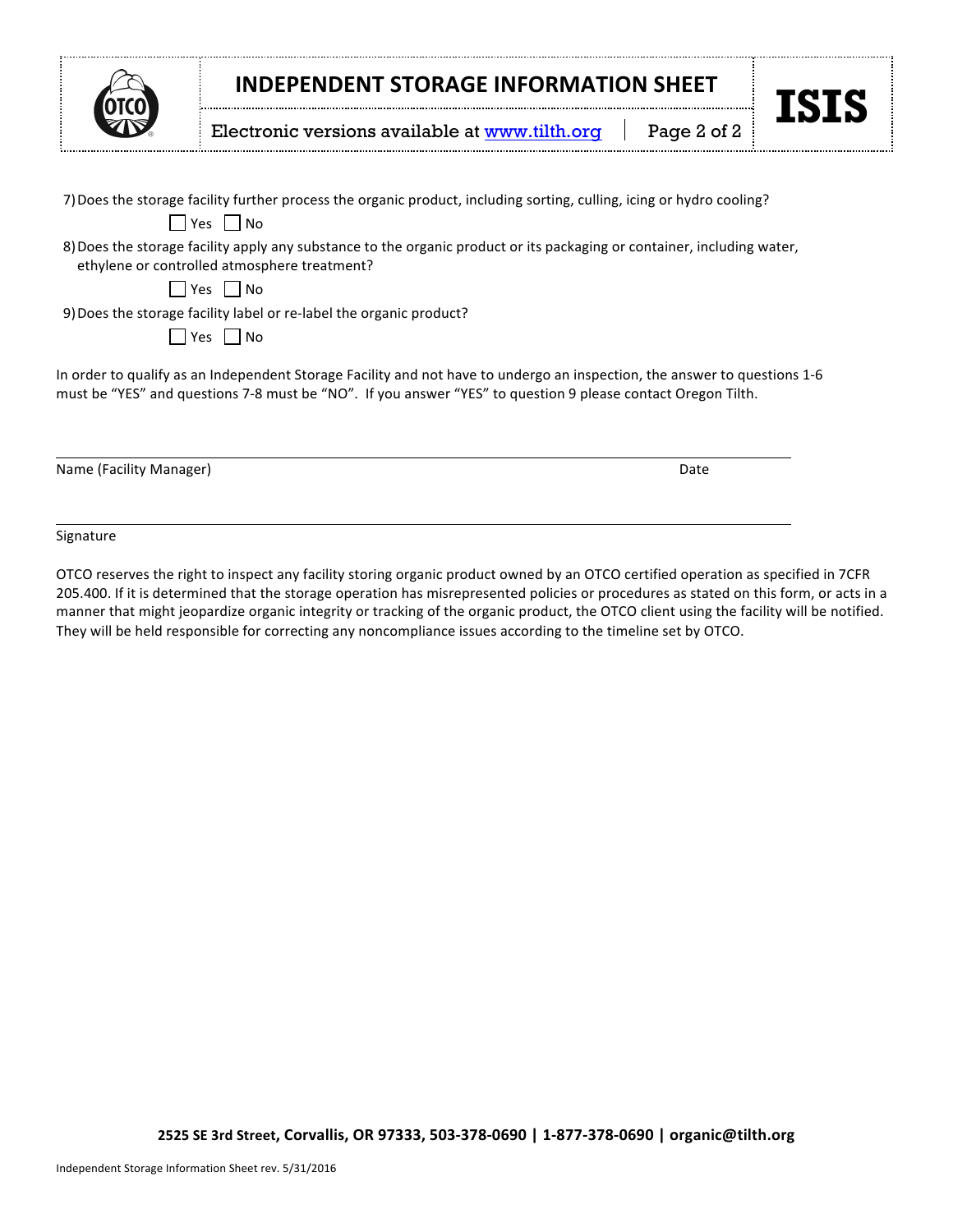7) Does the storage facility further process the organic product, including sorting, culling, icing or hydro cooling?

☐ Yes ☐ No

8) Does the storage facility apply any substance to the organic product or its packaging or container, including water, ethylene or controlled atmosphere treatment?

☐ Yes ☐ No

9) Does the storage facility label or re-label the organic product?

☐ Yes ☐ No

In order to qualify as an Independent Storage Facility and not have to undergo an inspection, the answer to questions 1-6 must be "YES" and questions 7-8 must be "NO". If you answer "YES" to question 9 please contact Oregon Tilth.

Name (Facility Manager) Date

Signature

OTCO reserves the right to inspect any facility storing organic product owned by an OTCO certified operation as specified in 7CFR 205.400. If it is determined that the storage operation has misrepresented policies or procedures as stated on this form, or acts in a manner that might jeopardize organic integrity or tracking of the organic product, the OTCO client using the facility will be notified. They will be held responsible for correcting any noncompliance issues according to the timeline set by OTCO.

**2525 SE 3rd Street, Corvallis, OR 97333, 503-378-0690 | 1-877-378-0690 | organic@tilth.org**